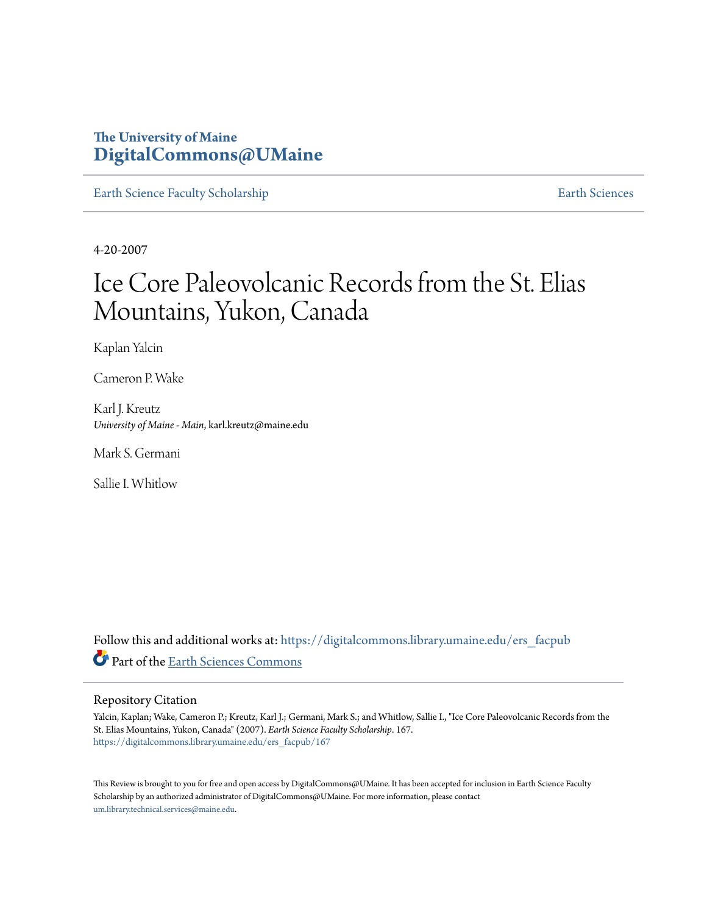# The University of Maine
# DigitalCommons@UMaine

Earth Science Faculty Scholarship | Earth Sciences

4-20-2007

# Ice Core Paleovolcanic Records from the St. Elias Mountains, Yukon, Canada

Kaplan Yalcin

Cameron P. Wake

Karl J. Kreutz
*University of Maine - Main*, karl.kreutz@maine.edu

Mark S. Germani

Sallie I. Whitlow

Follow this and additional works at: https://digitalcommons.library.umaine.edu/ers_facpub

Part of the Earth Sciences Commons

## Repository Citation

Yalcin, Kaplan; Wake, Cameron P.; Kreutz, Karl J.; Germani, Mark S.; and Whitlow, Sallie I., "Ice Core Paleovolcanic Records from the St. Elias Mountains, Yukon, Canada" (2007). *Earth Science Faculty Scholarship*. 167.
https://digitalcommons.library.umaine.edu/ers_facpub/167

This Review is brought to you for free and open access by DigitalCommons@UMaine. It has been accepted for inclusion in Earth Science Faculty Scholarship by an authorized administrator of DigitalCommons@UMaine. For more information, please contact um.library.technical.services@maine.edu.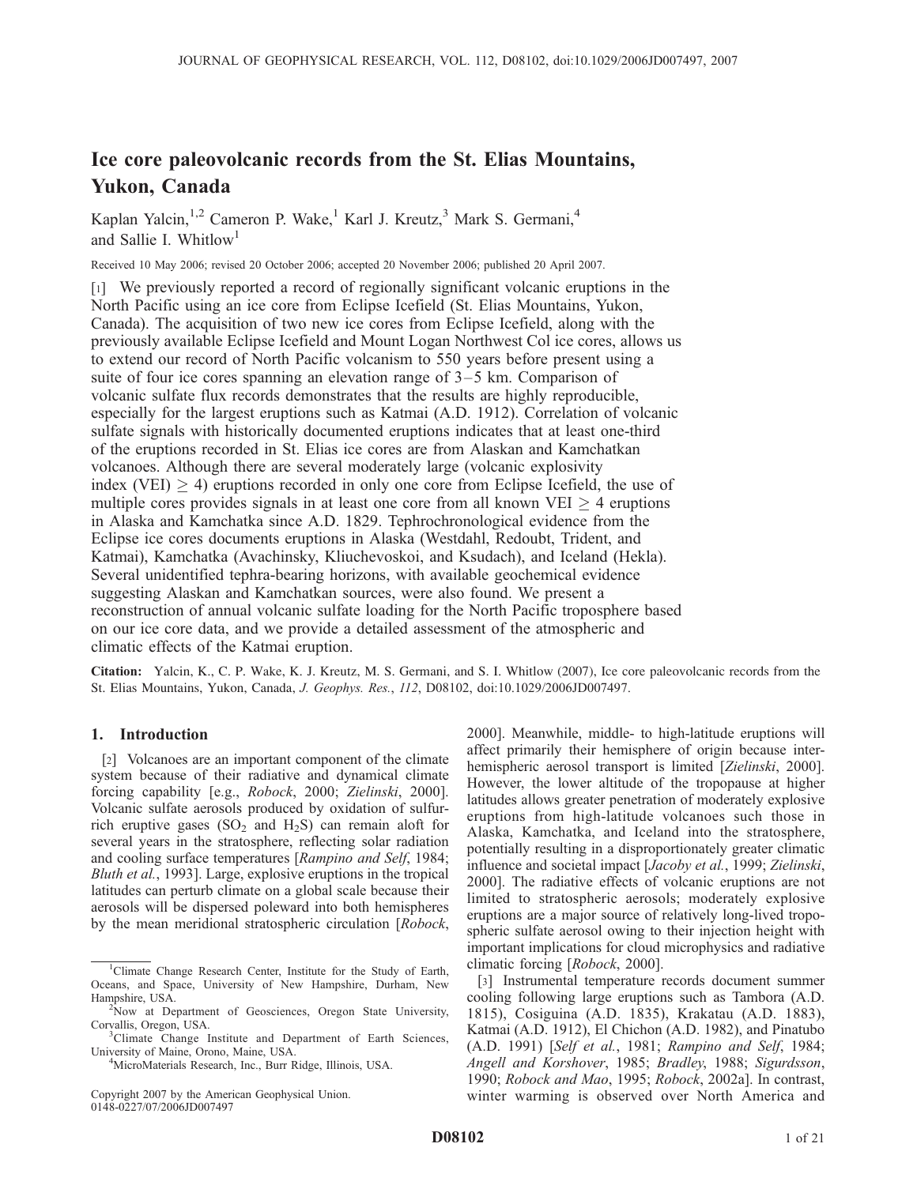# Ice core paleovolcanic records from the St. Elias Mountains, Yukon, Canada

Kaplan Yalcin,[1,2] Cameron P. Wake,[1] Karl J. Kreutz,[3] Mark S. Germani,[4] and Sallie I. Whitlow[1]

Received 10 May 2006; revised 20 October 2006; accepted 20 November 2006; published 20 April 2007.

[1] We previously reported a record of regionally significant volcanic eruptions in the North Pacific using an ice core from Eclipse Icefield (St. Elias Mountains, Yukon, Canada). The acquisition of two new ice cores from Eclipse Icefield, along with the previously available Eclipse Icefield and Mount Logan Northwest Col ice cores, allows us to extend our record of North Pacific volcanism to 550 years before present using a suite of four ice cores spanning an elevation range of 3–5 km. Comparison of volcanic sulfate flux records demonstrates that the results are highly reproducible, especially for the largest eruptions such as Katmai (A.D. 1912). Correlation of volcanic sulfate signals with historically documented eruptions indicates that at least one-third of the eruptions recorded in St. Elias ice cores are from Alaskan and Kamchatkan volcanoes. Although there are several moderately large (volcanic explosivity index (VEI) $\geq$ 4) eruptions recorded in only one core from Eclipse Icefield, the use of multiple cores provides signals in at least one core from all known VEI $\geq$ 4 eruptions in Alaska and Kamchatka since A.D. 1829. Tephrochronological evidence from the Eclipse ice cores documents eruptions in Alaska (Westdahl, Redoubt, Trident, and Katmai), Kamchatka (Avachinsky, Kliuchevoskoi, and Ksudach), and Iceland (Hekla). Several unidentified tephra-bearing horizons, with available geochemical evidence suggesting Alaskan and Kamchatkan sources, were also found. We present a reconstruction of annual volcanic sulfate loading for the North Pacific troposphere based on our ice core data, and we provide a detailed assessment of the atmospheric and climatic effects of the Katmai eruption.

**Citation:** Yalcin, K., C. P. Wake, K. J. Kreutz, M. S. Germani, and S. I. Whitlow (2007), Ice core paleovolcanic records from the St. Elias Mountains, Yukon, Canada, *J. Geophys. Res.*, *112*, D08102, doi:10.1029/2006JD007497.

## 1. Introduction

[2] Volcanoes are an important component of the climate system because of their radiative and dynamical climate forcing capability [e.g., *Robock*, 2000; *Zielinski*, 2000]. Volcanic sulfate aerosols produced by oxidation of sulfur-rich eruptive gases ($SO_2$ and $H_2S$) can remain aloft for several years in the stratosphere, reflecting solar radiation and cooling surface temperatures [*Rampino and Self*, 1984; *Bluth et al.*, 1993]. Large, explosive eruptions in the tropical latitudes can perturb climate on a global scale because their aerosols will be dispersed poleward into both hemispheres by the mean meridional stratospheric circulation [*Robock*, 2000]. Meanwhile, middle- to high-latitude eruptions will affect primarily their hemisphere of origin because inter-hemispheric aerosol transport is limited [*Zielinski*, 2000]. However, the lower altitude of the tropopause at higher latitudes allows greater penetration of moderately explosive eruptions from high-latitude volcanoes such those in Alaska, Kamchatka, and Iceland into the stratosphere, potentially resulting in a disproportionately greater climatic influence and societal impact [*Jacoby et al.*, 1999; *Zielinski*, 2000]. The radiative effects of volcanic eruptions are not limited to stratospheric aerosols; moderately explosive eruptions are a major source of relatively long-lived tropospheric sulfate aerosol owing to their injection height with important implications for cloud microphysics and radiative climatic forcing [*Robock*, 2000].

[3] Instrumental temperature records document summer cooling following large eruptions such as Tambora (A.D. 1815), Cosiguina (A.D. 1835), Krakatau (A.D. 1883), Katmai (A.D. 1912), El Chichon (A.D. 1982), and Pinatubo (A.D. 1991) [*Self et al.*, 1981; *Rampino and Self*, 1984; *Angell and Korshover*, 1985; *Bradley*, 1988; *Sigurdsson*, 1990; *Robock and Mao*, 1995; *Robock*, 2002a]. In contrast, winter warming is observed over North America and

[1] Climate Change Research Center, Institute for the Study of Earth, Oceans, and Space, University of New Hampshire, Durham, New Hampshire, USA.

[2] Now at Department of Geosciences, Oregon State University, Corvallis, Oregon, USA.

[3] Climate Change Institute and Department of Earth Sciences, University of Maine, Orono, Maine, USA.

[4] MicroMaterials Research, Inc., Burr Ridge, Illinois, USA.

Copyright 2007 by the American Geophysical Union.
0148-0227/07/2006JD007497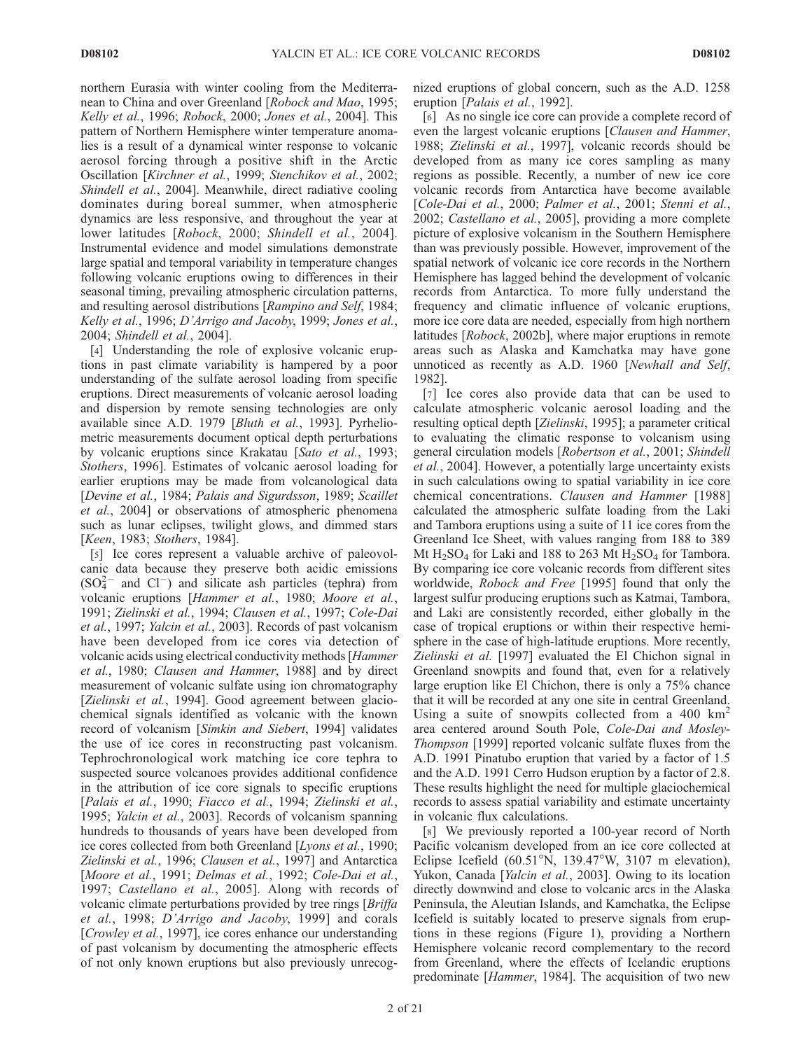northern Eurasia with winter cooling from the Mediterranean to China and over Greenland [*Robock and Mao*, 1995; *Kelly et al.*, 1996; *Robock*, 2000; *Jones et al.*, 2004]. This pattern of Northern Hemisphere winter temperature anomalies is a result of a dynamical winter response to volcanic aerosol forcing through a positive shift in the Arctic Oscillation [*Kirchner et al.*, 1999; *Stenchikov et al.*, 2002; *Shindell et al.*, 2004]. Meanwhile, direct radiative cooling dominates during boreal summer, when atmospheric dynamics are less responsive, and throughout the year at lower latitudes [*Robock*, 2000; *Shindell et al.*, 2004]. Instrumental evidence and model simulations demonstrate large spatial and temporal variability in temperature changes following volcanic eruptions owing to differences in their seasonal timing, prevailing atmospheric circulation patterns, and resulting aerosol distributions [*Rampino and Self*, 1984; *Kelly et al.*, 1996; *D'Arrigo and Jacoby*, 1999; *Jones et al.*, 2004; *Shindell et al.*, 2004].

[4] Understanding the role of explosive volcanic eruptions in past climate variability is hampered by a poor understanding of the sulfate aerosol loading from specific eruptions. Direct measurements of volcanic aerosol loading and dispersion by remote sensing technologies are only available since A.D. 1979 [*Bluth et al.*, 1993]. Pyrheliometric measurements document optical depth perturbations by volcanic eruptions since Krakatau [*Sato et al.*, 1993; *Stothers*, 1996]. Estimates of volcanic aerosol loading for earlier eruptions may be made from volcanological data [*Devine et al.*, 1984; *Palais and Sigurdsson*, 1989; *Scaillet et al.*, 2004] or observations of atmospheric phenomena such as lunar eclipses, twilight glows, and dimmed stars [*Keen*, 1983; *Stothers*, 1984].

[5] Ice cores represent a valuable archive of paleovolcanic data because they preserve both acidic emissions ($SO_4^{2-}$ and $Cl^-$) and silicate ash particles (tephra) from volcanic eruptions [*Hammer et al.*, 1980; *Moore et al.*, 1991; *Zielinski et al.*, 1994; *Clausen et al.*, 1997; *Cole-Dai et al.*, 1997; *Yalcin et al.*, 2003]. Records of past volcanism have been developed from ice cores via detection of volcanic acids using electrical conductivity methods [*Hammer et al.*, 1980; *Clausen and Hammer*, 1988] and by direct measurement of volcanic sulfate using ion chromatography [*Zielinski et al.*, 1994]. Good agreement between glaciochemical signals identified as volcanic with the known record of volcanism [*Simkin and Siebert*, 1994] validates the use of ice cores in reconstructing past volcanism. Tephrochronological work matching ice core tephra to suspected source volcanoes provides additional confidence in the attribution of ice core signals to specific eruptions [*Palais et al.*, 1990; *Fiacco et al.*, 1994; *Zielinski et al.*, 1995; *Yalcin et al.*, 2003]. Records of volcanism spanning hundreds to thousands of years have been developed from ice cores collected from both Greenland [*Lyons et al.*, 1990; *Zielinski et al.*, 1996; *Clausen et al.*, 1997] and Antarctica [*Moore et al.*, 1991; *Delmas et al.*, 1992; *Cole-Dai et al.*, 1997; *Castellano et al.*, 2005]. Along with records of volcanic climate perturbations provided by tree rings [*Briffa et al.*, 1998; *D'Arrigo and Jacoby*, 1999] and corals [*Crowley et al.*, 1997], ice cores enhance our understanding of past volcanism by documenting the atmospheric effects of not only known eruptions but also previously unrecognized eruptions of global concern, such as the A.D. 1258 eruption [*Palais et al.*, 1992].

[6] As no single ice core can provide a complete record of even the largest volcanic eruptions [*Clausen and Hammer*, 1988; *Zielinski et al.*, 1997], volcanic records should be developed from as many ice cores sampling as many regions as possible. Recently, a number of new ice core volcanic records from Antarctica have become available [*Cole-Dai et al.*, 2000; *Palmer et al.*, 2001; *Stenni et al.*, 2002; *Castellano et al.*, 2005], providing a more complete picture of explosive volcanism in the Southern Hemisphere than was previously possible. However, improvement of the spatial network of volcanic ice core records in the Northern Hemisphere has lagged behind the development of volcanic records from Antarctica. To more fully understand the frequency and climatic influence of volcanic eruptions, more ice core data are needed, especially from high northern latitudes [*Robock*, 2002b], where major eruptions in remote areas such as Alaska and Kamchatka may have gone unnoticed as recently as A.D. 1960 [*Newhall and Self*, 1982].

[7] Ice cores also provide data that can be used to calculate atmospheric volcanic aerosol loading and the resulting optical depth [*Zielinski*, 1995]; a parameter critical to evaluating the climatic response to volcanism using general circulation models [*Robertson et al.*, 2001; *Shindell et al.*, 2004]. However, a potentially large uncertainty exists in such calculations owing to spatial variability in ice core chemical concentrations. *Clausen and Hammer* [1988] calculated the atmospheric sulfate loading from the Laki and Tambora eruptions using a suite of 11 ice cores from the Greenland Ice Sheet, with values ranging from 188 to 389 Mt $H_2SO_4$ for Laki and 188 to 263 Mt $H_2SO_4$ for Tambora. By comparing ice core volcanic records from different sites worldwide, *Robock and Free* [1995] found that only the largest sulfur producing eruptions such as Katmai, Tambora, and Laki are consistently recorded, either globally in the case of tropical eruptions or within their respective hemisphere in the case of high-latitude eruptions. More recently, *Zielinski et al.* [1997] evaluated the El Chichon signal in Greenland snowpits and found that, even for a relatively large eruption like El Chichon, there is only a 75% chance that it will be recorded at any one site in central Greenland. Using a suite of snowpits collected from a 400 $km^2$ area centered around South Pole, *Cole-Dai and Mosley-Thompson* [1999] reported volcanic sulfate fluxes from the A.D. 1991 Pinatubo eruption that varied by a factor of 1.5 and the A.D. 1991 Cerro Hudson eruption by a factor of 2.8. These results highlight the need for multiple glaciochemical records to assess spatial variability and estimate uncertainty in volcanic flux calculations.

[8] We previously reported a 100-year record of North Pacific volcanism developed from an ice core collected at Eclipse Icefield (60.51°N, 139.47°W, 3107 m elevation), Yukon, Canada [*Yalcin et al.*, 2003]. Owing to its location directly downwind and close to volcanic arcs in the Alaska Peninsula, the Aleutian Islands, and Kamchatka, the Eclipse Icefield is suitably located to preserve signals from eruptions in these regions (Figure 1), providing a Northern Hemisphere volcanic record complementary to the record from Greenland, where the effects of Icelandic eruptions predominate [*Hammer*, 1984]. The acquisition of two new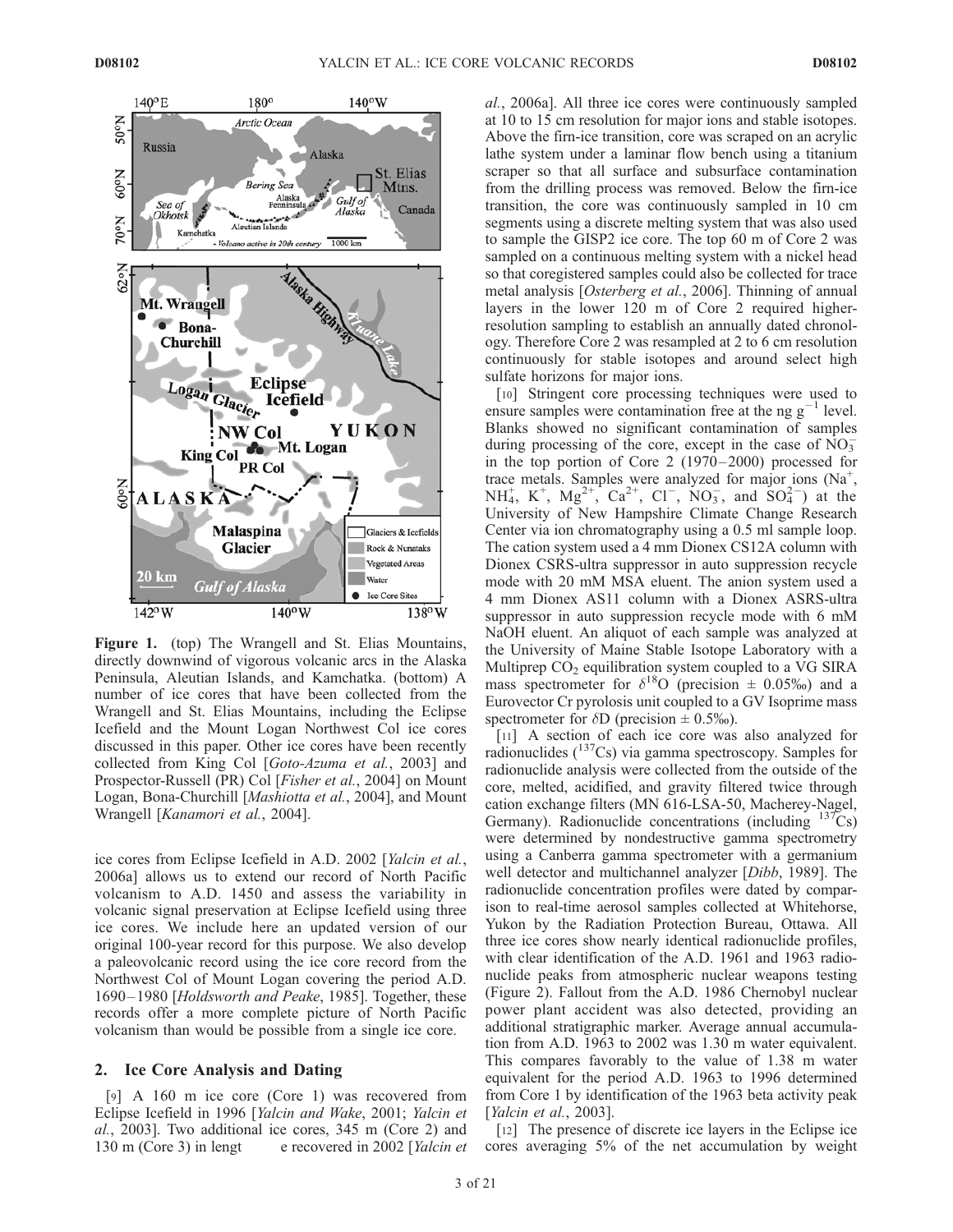Figure 1. (top) The Wrangell and St. Elias Mountains, directly downwind of vigorous volcanic arcs in the Alaska Peninsula, Aleutian Islands, and Kamchatka. (bottom) A number of ice cores that have been collected from the Wrangell and St. Elias Mountains, including the Eclipse Icefield and the Mount Logan Northwest Col ice cores discussed in this paper. Other ice cores have been recently collected from King Col [*Goto-Azuma et al.*, 2003] and Prospector-Russell (PR) Col [*Fisher et al.*, 2004] on Mount Logan, Bona-Churchill [*Mashiotta et al.*, 2004], and Mount Wrangell [*Kanamori et al.*, 2004].

ice cores from Eclipse Icefield in A.D. 2002 [*Yalcin et al.*, 2006a] allows us to extend our record of North Pacific volcanism to A.D. 1450 and assess the variability in volcanic signal preservation at Eclipse Icefield using three ice cores. We include here an updated version of our original 100-year record for this purpose. We also develop a paleovolcanic record using the ice core record from the Northwest Col of Mount Logan covering the period A.D. 1690–1980 [*Holdsworth and Peake*, 1985]. Together, these records offer a more complete picture of North Pacific volcanism than would be possible from a single ice core.

## 2. Ice Core Analysis and Dating

[9] A 160 m ice core (Core 1) was recovered from Eclipse Icefield in 1996 [*Yalcin and Wake*, 2001; *Yalcin et al.*, 2003]. Two additional ice cores, 345 m (Core 2) and 130 m (Core 3) in lengt e recovered in 2002 [*Yalcin et al.*, 2006a]. All three ice cores were continuously sampled at 10 to 15 cm resolution for major ions and stable isotopes. Above the firn-ice transition, core was scraped on an acrylic lathe system under a laminar flow bench using a titanium scraper so that all surface and subsurface contamination from the drilling process was removed. Below the firn-ice transition, the core was continuously sampled in 10 cm segments using a discrete melting system that was also used to sample the GISP2 ice core. The top 60 m of Core 2 was sampled on a continuous melting system with a nickel head so that coregistered samples could also be collected for trace metal analysis [*Osterberg et al.*, 2006]. Thinning of annual layers in the lower 120 m of Core 2 required higher-resolution sampling to establish an annually dated chronology. Therefore Core 2 was resampled at 2 to 6 cm resolution continuously for stable isotopes and around select high sulfate horizons for major ions.

[10] Stringent core processing techniques were used to ensure samples were contamination free at the ng $g^{-1}$ level. Blanks showed no significant contamination of samples during processing of the core, except in the case of $NO_3^-$ in the top portion of Core 2 (1970–2000) processed for trace metals. Samples were analyzed for major ions ($Na^+$, $NH_4^+$, $K^+$, $Mg^{2+}$, $Ca^{2+}$, $Cl^-$, $NO_3^-$, and $SO_4^{2-}$) at the University of New Hampshire Climate Change Research Center via ion chromatography using a 0.5 ml sample loop. The cation system used a 4 mm Dionex CS12A column with Dionex CSRS-ultra suppressor in auto suppression recycle mode with 20 mM MSA eluent. The anion system used a 4 mm Dionex AS11 column with a Dionex ASRS-ultra suppressor in auto suppression recycle mode with 6 mM NaOH eluent. An aliquot of each sample was analyzed at the University of Maine Stable Isotope Laboratory with a Multiprep $CO_2$ equilibration system coupled to a VG SIRA mass spectrometer for $\delta^{18}O$ (precision $\pm$ 0.05‰) and a Eurovector Cr pyrolosis unit coupled to a GV Isoprime mass spectrometer for $\delta D$ (precision $\pm$ 0.5‰).

[11] A section of each ice core was also analyzed for radionuclides ($^{137}Cs$) via gamma spectroscopy. Samples for radionuclide analysis were collected from the outside of the core, melted, acidified, and gravity filtered twice through cation exchange filters (MN 616-LSA-50, Macherey-Nagel, Germany). Radionuclide concentrations (including $^{137}Cs$) were determined by nondestructive gamma spectrometry using a Canberra gamma spectrometer with a germanium well detector and multichannel analyzer [*Dibb*, 1989]. The radionuclide concentration profiles were dated by comparison to real-time aerosol samples collected at Whitehorse, Yukon by the Radiation Protection Bureau, Ottawa. All three ice cores show nearly identical radionuclide profiles, with clear identification of the A.D. 1961 and 1963 radionuclide peaks from atmospheric nuclear weapons testing (Figure 2). Fallout from the A.D. 1986 Chernobyl nuclear power plant accident was also detected, providing an additional stratigraphic marker. Average annual accumulation from A.D. 1963 to 2002 was 1.30 m water equivalent. This compares favorably to the value of 1.38 m water equivalent for the period A.D. 1963 to 1996 determined from Core 1 by identification of the 1963 beta activity peak [*Yalcin et al.*, 2003].

[12] The presence of discrete ice layers in the Eclipse ice cores averaging 5% of the net accumulation by weight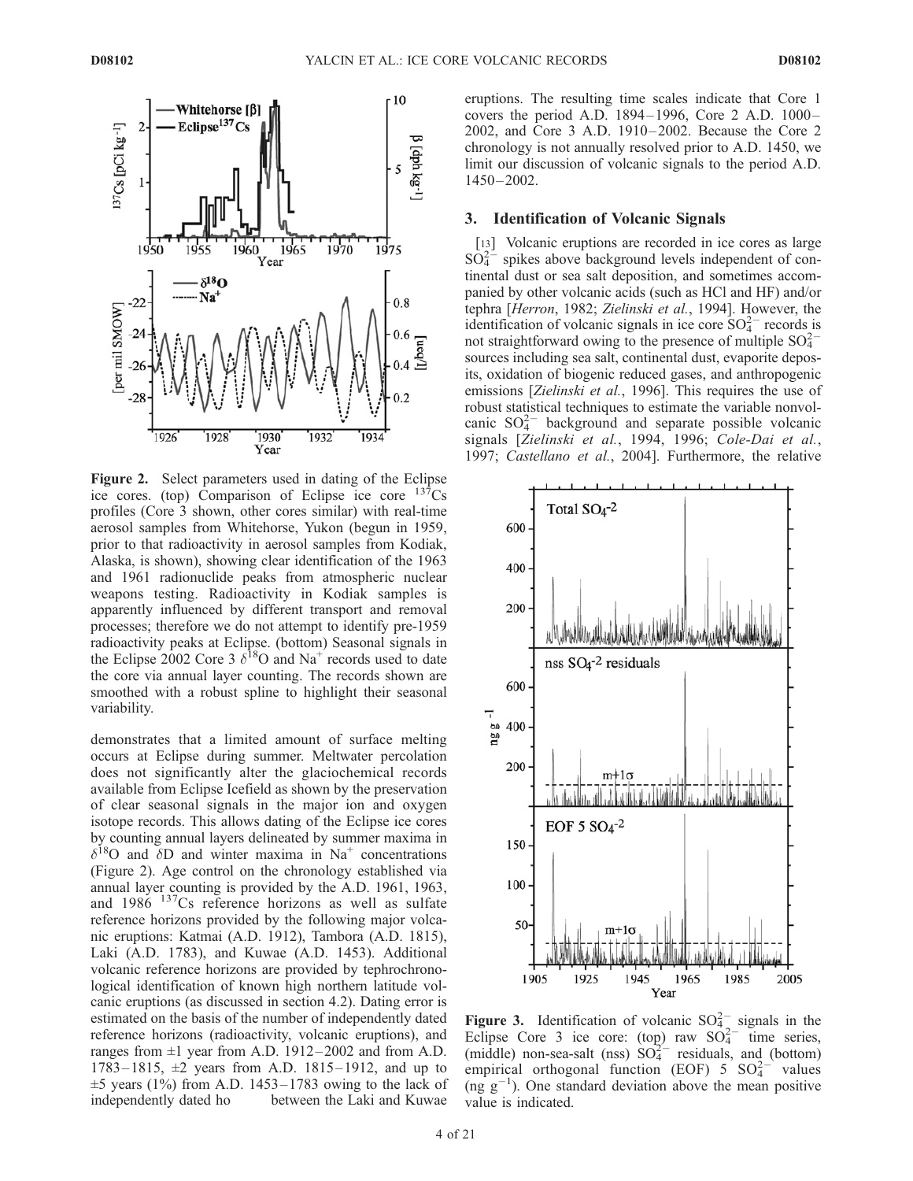**Figure 2.** Select parameters used in dating of the Eclipse ice cores. (top) Comparison of Eclipse ice core $^{137}Cs$ profiles (Core 3 shown, other cores similar) with real-time aerosol samples from Whitehorse, Yukon (begun in 1959, prior to that radioactivity in aerosol samples from Kodiak, Alaska, is shown), showing clear identification of the 1963 and 1961 radionuclide peaks from atmospheric nuclear weapons testing. Radioactivity in Kodiak samples is apparently influenced by different transport and removal processes; therefore we do not attempt to identify pre-1959 radioactivity peaks at Eclipse. (bottom) Seasonal signals in the Eclipse 2002 Core 3 $\delta^{18}O$ and $Na^+$ records used to date the core via annual layer counting. The records shown are smoothed with a robust spline to highlight their seasonal variability.

demonstrates that a limited amount of surface melting occurs at Eclipse during summer. Meltwater percolation does not significantly alter the glaciochemical records available from Eclipse Icefield as shown by the preservation of clear seasonal signals in the major ion and oxygen isotope records. This allows dating of the Eclipse ice cores by counting annual layers delineated by summer maxima in $\delta^{18}O$ and $\delta D$ and winter maxima in $Na^+$ concentrations (Figure 2). Age control on the chronology established via annual layer counting is provided by the A.D. 1961, 1963, and 1986 $^{137}Cs$ reference horizons as well as sulfate reference horizons provided by the following major volcanic eruptions: Katmai (A.D. 1912), Tambora (A.D. 1815), Laki (A.D. 1783), and Kuwae (A.D. 1453). Additional volcanic reference horizons are provided by tephrochronological identification of known high northern latitude volcanic eruptions (as discussed in section 4.2). Dating error is estimated on the basis of the number of independently dated reference horizons (radioactivity, volcanic eruptions), and ranges from ±1 year from A.D. 1912–2002 and from A.D. 1783–1815, ±2 years from A.D. 1815–1912, and up to ±5 years (1%) from A.D. 1453–1783 owing to the lack of independently dated ho between the Laki and Kuwae eruptions. The resulting time scales indicate that Core 1 covers the period A.D. 1894–1996, Core 2 A.D. 1000–2002, and Core 3 A.D. 1910–2002. Because the Core 2 chronology is not annually resolved prior to A.D. 1450, we limit our discussion of volcanic signals to the period A.D. 1450–2002.

## 3. Identification of Volcanic Signals

[13] Volcanic eruptions are recorded in ice cores as large $SO_4^{2-}$ spikes above background levels independent of continental dust or sea salt deposition, and sometimes accompanied by other volcanic acids (such as HCl and HF) and/or tephra [*Herron*, 1982; *Zielinski et al.*, 1994]. However, the identification of volcanic signals in ice core $SO_4^{2-}$ records is not straightforward owing to the presence of multiple $SO_4^{2-}$ sources including sea salt, continental dust, evaporite deposits, oxidation of biogenic reduced gases, and anthropogenic emissions [*Zielinski et al.*, 1996]. This requires the use of robust statistical techniques to estimate the variable nonvolcanic $SO_4^{2-}$ background and separate possible volcanic signals [*Zielinski et al.*, 1994, 1996; *Cole-Dai et al.*, 1997; *Castellano et al.*, 2004]. Furthermore, the relative

**Figure 3.** Identification of volcanic $SO_4^{2-}$ signals in the Eclipse Core 3 ice core: (top) raw $SO_4^{2-}$ time series, (middle) non-sea-salt (nss) $SO_4^{2-}$ residuals, and (bottom) empirical orthogonal function (EOF) 5 $SO_4^{2-}$ values (ng $g^{-1}$). One standard deviation above the mean positive value is indicated.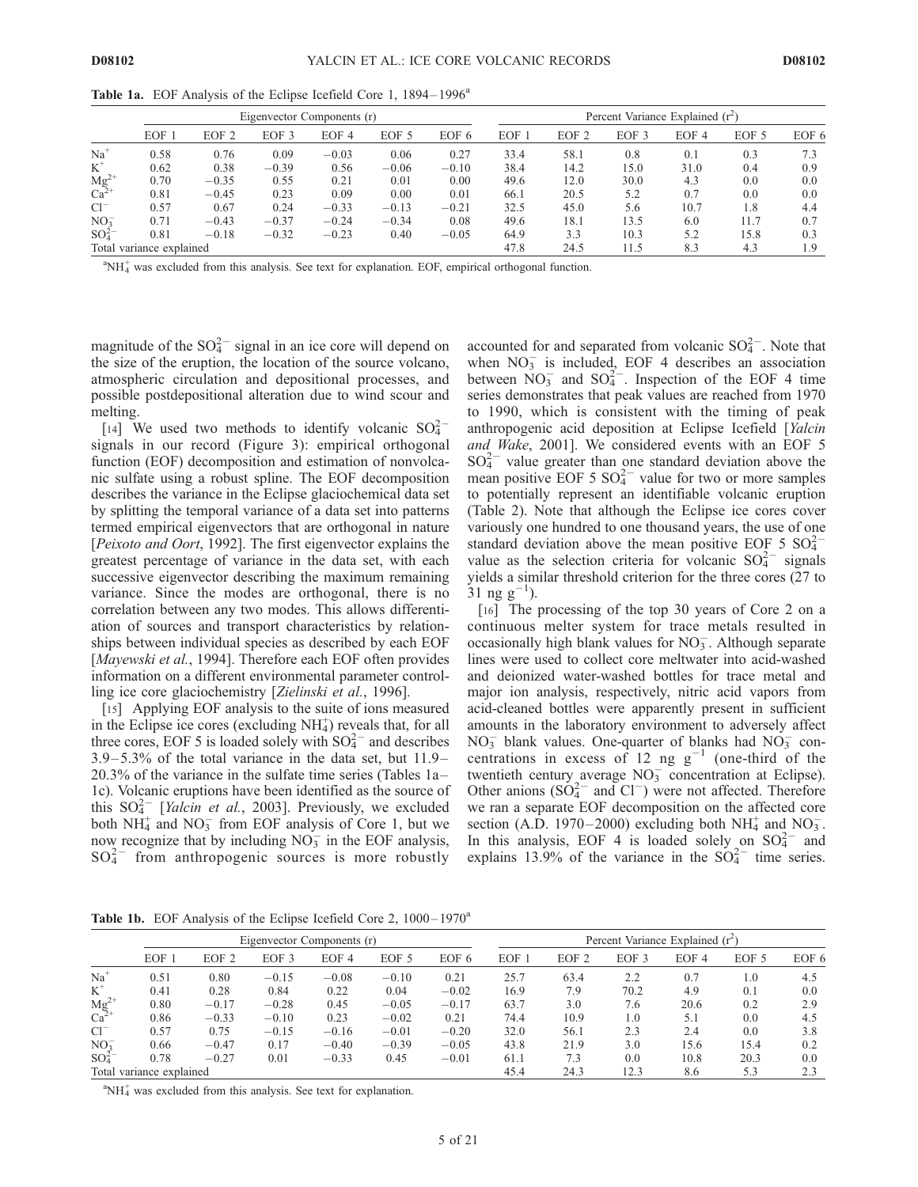**Table 1a.** EOF Analysis of the Eclipse Icefield Core 1, 1894–1996[a]

| | Eigenvector Components (r) | | | | | | Percent Variance Explained ($r^2$) | | | | | |
|---|---|---|---|---|---|---|---|---|---|---|---|---|
| | EOF 1 | EOF 2 | EOF 3 | EOF 4 | EOF 5 | EOF 6 | EOF 1 | EOF 2 | EOF 3 | EOF 4 | EOF 5 | EOF 6 |
| $Na^+$ | 0.58 | 0.76 | 0.09 | −0.03 | 0.06 | 0.27 | 33.4 | 58.1 | 0.8 | 0.1 | 0.3 | 7.3 |
| $K^+$ | 0.62 | 0.38 | −0.39 | 0.56 | −0.06 | −0.10 | 38.4 | 14.2 | 15.0 | 31.0 | 0.4 | 0.9 |
| $Mg^{2+}$ | 0.70 | −0.35 | 0.55 | 0.21 | 0.01 | 0.00 | 49.6 | 12.0 | 30.0 | 4.3 | 0.0 | 0.0 |
| $Ca^{2+}$ | 0.81 | −0.45 | 0.23 | 0.09 | 0.00 | 0.01 | 66.1 | 20.5 | 5.2 | 0.7 | 0.0 | 0.0 |
| $Cl^-$ | 0.57 | 0.67 | 0.24 | −0.33 | −0.13 | −0.21 | 32.5 | 45.0 | 5.6 | 10.7 | 1.8 | 4.4 |
| $NO_3^-$ | 0.71 | −0.43 | −0.37 | −0.24 | −0.34 | 0.08 | 49.6 | 18.1 | 13.5 | 6.0 | 11.7 | 0.7 |
| $SO_4^{2-}$ | 0.81 | −0.18 | −0.32 | −0.23 | 0.40 | −0.05 | 64.9 | 3.3 | 10.3 | 5.2 | 15.8 | 0.3 |
| Total variance explained | | | | | | | 47.8 | 24.5 | 11.5 | 8.3 | 4.3 | 1.9 |

[a] $NH_4^+$ was excluded from this analysis. See text for explanation. EOF, empirical orthogonal function.

magnitude of the $SO_4^{2-}$ signal in an ice core will depend on the size of the eruption, the location of the source volcano, atmospheric circulation and depositional processes, and possible postdepositional alteration due to wind scour and melting.

[14] We used two methods to identify volcanic $SO_4^{2-}$ signals in our record (Figure 3): empirical orthogonal function (EOF) decomposition and estimation of nonvolcanic sulfate using a robust spline. The EOF decomposition describes the variance in the Eclipse glaciochemical data set by splitting the temporal variance of a data set into patterns termed empirical eigenvectors that are orthogonal in nature [*Peixoto and Oort*, 1992]. The first eigenvector explains the greatest percentage of variance in the data set, with each successive eigenvector describing the maximum remaining variance. Since the modes are orthogonal, there is no correlation between any two modes. This allows differentiation of sources and transport characteristics by relationships between individual species as described by each EOF [*Mayewski et al.*, 1994]. Therefore each EOF often provides information on a different environmental parameter controlling ice core glaciochemistry [*Zielinski et al.*, 1996].

[15] Applying EOF analysis to the suite of ions measured in the Eclipse ice cores (excluding $NH_4^+$) reveals that, for all three cores, EOF 5 is loaded solely with $SO_4^{2-}$ and describes 3.9–5.3% of the total variance in the data set, but 11.9–20.3% of the variance in the sulfate time series (Tables 1a–1c). Volcanic eruptions have been identified as the source of this $SO_4^{2-}$ [*Yalcin et al.*, 2003]. Previously, we excluded both $NH_4^+$ and $NO_3^-$ from EOF analysis of Core 1, but we now recognize that by including $NO_3^-$ in the EOF analysis, $SO_4^{2-}$ from anthropogenic sources is more robustly accounted for and separated from volcanic $SO_4^{2-}$. Note that when $NO_3^-$ is included, EOF 4 describes an association between $NO_3^-$ and $SO_4^{2-}$. Inspection of the EOF 4 time series demonstrates that peak values are reached from 1970 to 1990, which is consistent with the timing of peak anthropogenic acid deposition at Eclipse Icefield [*Yalcin and Wake*, 2001]. We considered events with an EOF 5 $SO_4^{2-}$ value greater than one standard deviation above the mean positive EOF 5 $SO_4^{2-}$ value for two or more samples to potentially represent an identifiable volcanic eruption (Table 2). Note that although the Eclipse ice cores cover variously one hundred to one thousand years, the use of one standard deviation above the mean positive EOF 5 $SO_4^{2-}$ value as the selection criteria for volcanic $SO_4^{2-}$ signals yields a similar threshold criterion for the three cores (27 to 31 ng $g^{-1}$).

[16] The processing of the top 30 years of Core 2 on a continuous melter system for trace metals resulted in occasionally high blank values for $NO_3^-$. Although separate lines were used to collect core meltwater into acid-washed and deionized water-washed bottles for trace metal and major ion analysis, respectively, nitric acid vapors from acid-cleaned bottles were apparently present in sufficient amounts in the laboratory environment to adversely affect $NO_3^-$ blank values. One-quarter of blanks had $NO_3^-$ concentrations in excess of 12 ng $g^{-1}$ (one-third of the twentieth century average $NO_3^-$ concentration at Eclipse). Other anions ($SO_4^{2-}$ and $Cl^-$) were not affected. Therefore we ran a separate EOF decomposition on the affected core section (A.D. 1970–2000) excluding both $NH_4^+$ and $NO_3^-$. In this analysis, EOF 4 is loaded solely on $SO_4^{2-}$ and explains 13.9% of the variance in the $SO_4^{2-}$ time series.

**Table 1b.** EOF Analysis of the Eclipse Icefield Core 2, 1000–1970[a]

| | Eigenvector Components (r) | | | | | | Percent Variance Explained ($r^2$) | | | | | |
|---|---|---|---|---|---|---|---|---|---|---|---|---|
| | EOF 1 | EOF 2 | EOF 3 | EOF 4 | EOF 5 | EOF 6 | EOF 1 | EOF 2 | EOF 3 | EOF 4 | EOF 5 | EOF 6 |
| $Na^+$ | 0.51 | 0.80 | −0.15 | −0.08 | −0.10 | 0.21 | 25.7 | 63.4 | 2.2 | 0.7 | 1.0 | 4.5 |
| $K^+$ | 0.41 | 0.28 | 0.84 | 0.22 | 0.04 | −0.02 | 16.9 | 7.9 | 70.2 | 4.9 | 0.1 | 0.0 |
| $Mg^{2+}$ | 0.80 | −0.17 | −0.28 | 0.45 | −0.05 | −0.17 | 63.7 | 3.0 | 7.6 | 20.6 | 0.2 | 2.9 |
| $Ca^{2+}$ | 0.86 | −0.33 | −0.10 | 0.23 | −0.02 | 0.21 | 74.4 | 10.9 | 1.0 | 5.1 | 0.0 | 4.5 |
| $Cl^-$ | 0.57 | 0.75 | −0.15 | −0.16 | −0.01 | −0.20 | 32.0 | 56.1 | 2.3 | 2.4 | 0.0 | 3.8 |
| $NO_3^-$ | 0.66 | −0.47 | 0.17 | −0.40 | −0.39 | −0.05 | 43.8 | 21.9 | 3.0 | 15.6 | 15.4 | 0.2 |
| $SO_4^{2-}$ | 0.78 | −0.27 | 0.01 | −0.33 | 0.45 | −0.01 | 61.1 | 7.3 | 0.0 | 10.8 | 20.3 | 0.0 |
| Total variance explained | | | | | | | 45.4 | 24.3 | 12.3 | 8.6 | 5.3 | 2.3 |

[a] $NH_4^+$ was excluded from this analysis. See text for explanation.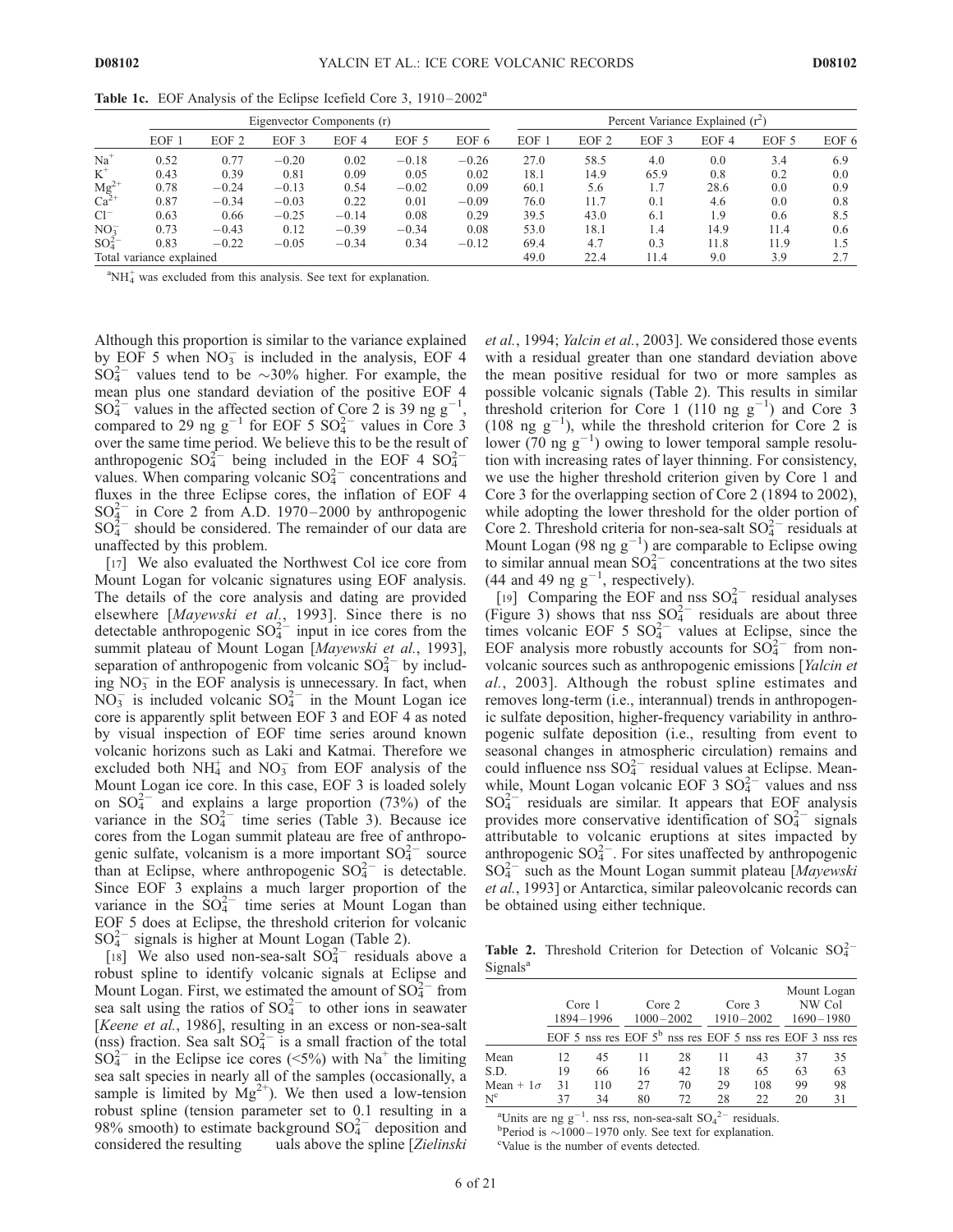**Table 1c.** EOF Analysis of the Eclipse Icefield Core 3, 1910–2002[a]

| | Eigenvector Components (r) | | | | | | Percent Variance Explained ($r^2$) | | | | | |
|---|---|---|---|---|---|---|---|---|---|---|---|---|
| | EOF 1 | EOF 2 | EOF 3 | EOF 4 | EOF 5 | EOF 6 | EOF 1 | EOF 2 | EOF 3 | EOF 4 | EOF 5 | EOF 6 |
| $Na^+$ | 0.52 | 0.77 | −0.20 | 0.02 | −0.18 | −0.26 | 27.0 | 58.5 | 4.0 | 0.0 | 3.4 | 6.9 |
| $K^+$ | 0.43 | 0.39 | 0.81 | 0.09 | 0.05 | 0.02 | 18.1 | 14.9 | 65.9 | 0.8 | 0.2 | 0.0 |
| $Mg^{2+}$ | 0.78 | −0.24 | −0.13 | 0.54 | −0.02 | 0.09 | 60.1 | 5.6 | 1.7 | 28.6 | 0.0 | 0.9 |
| $Ca^{2+}$ | 0.87 | −0.34 | −0.03 | 0.22 | 0.01 | −0.09 | 76.0 | 11.7 | 0.1 | 4.6 | 0.0 | 0.8 |
| $Cl^-$ | 0.63 | 0.66 | −0.25 | −0.14 | 0.08 | 0.29 | 39.5 | 43.0 | 6.1 | 1.9 | 0.6 | 8.5 |
| $NO_3^-$ | 0.73 | −0.43 | 0.12 | −0.39 | −0.34 | 0.08 | 53.0 | 18.1 | 1.4 | 14.9 | 11.4 | 0.6 |
| $SO_4^{2-}$ | 0.83 | −0.22 | −0.05 | −0.34 | 0.34 | −0.12 | 69.4 | 4.7 | 0.3 | 11.8 | 11.9 | 1.5 |
| Total variance explained | | | | | | | 49.0 | 22.4 | 11.4 | 9.0 | 3.9 | 2.7 |

[a]$NH_4^+$ was excluded from this analysis. See text for explanation.

Although this proportion is similar to the variance explained by EOF 5 when $NO_3^-$ is included in the analysis, EOF 4 $SO_4^{2-}$ values tend to be ~30% higher. For example, the mean plus one standard deviation of the positive EOF 4 $SO_4^{2-}$ values in the affected section of Core 2 is 39 ng $g^{-1}$, compared to 29 ng $g^{-1}$ for EOF 5 $SO_4^{2-}$ values in Core 3 over the same time period. We believe this to be the result of anthropogenic $SO_4^{2-}$ being included in the EOF 4 $SO_4^{2-}$ values. When comparing volcanic $SO_4^{2-}$ concentrations and fluxes in the three Eclipse cores, the inflation of EOF 4 $SO_4^{2-}$ in Core 2 from A.D. 1970–2000 by anthropogenic $SO_4^{2-}$ should be considered. The remainder of our data are unaffected by this problem.

[17] We also evaluated the Northwest Col ice core from Mount Logan for volcanic signatures using EOF analysis. The details of the core analysis and dating are provided elsewhere [*Mayewski et al.*, 1993]. Since there is no detectable anthropogenic $SO_4^{2-}$ input in ice cores from the summit plateau of Mount Logan [*Mayewski et al.*, 1993], separation of anthropogenic from volcanic $SO_4^{2-}$ by including $NO_3^-$ in the EOF analysis is unnecessary. In fact, when $NO_3^-$ is included volcanic $SO_4^{2-}$ in the Mount Logan ice core is apparently split between EOF 3 and EOF 4 as noted by visual inspection of EOF time series around known volcanic horizons such as Laki and Katmai. Therefore we excluded both $NH_4^+$ and $NO_3^-$ from EOF analysis of the Mount Logan ice core. In this case, EOF 3 is loaded solely on $SO_4^{2-}$ and explains a large proportion (73%) of the variance in the $SO_4^{2-}$ time series (Table 3). Because ice cores from the Logan summit plateau are free of anthropogenic sulfate, volcanism is a more important $SO_4^{2-}$ source than at Eclipse, where anthropogenic $SO_4^{2-}$ is detectable. Since EOF 3 explains a much larger proportion of the variance in the $SO_4^{2-}$ time series at Mount Logan than EOF 5 does at Eclipse, the threshold criterion for volcanic $SO_4^{2-}$ signals is higher at Mount Logan (Table 2).

[18] We also used non-sea-salt $SO_4^{2-}$ residuals above a robust spline to identify volcanic signals at Eclipse and Mount Logan. First, we estimated the amount of $SO_4^{2-}$ from sea salt using the ratios of $SO_4^{2-}$ to other ions in seawater [*Keene et al.*, 1986], resulting in an excess or non-sea-salt (nss) fraction. Sea salt $SO_4^{2-}$ is a small fraction of the total $SO_4^{2-}$ in the Eclipse ice cores (<5%) with $Na^+$ the limiting sea salt species in nearly all of the samples (occasionally, a sample is limited by $Mg^{2+}$). We then used a low-tension robust spline (tension parameter set to 0.1 resulting in a 98% smooth) to estimate background $SO_4^{2-}$ deposition and considered the resulting uals above the spline [*Zielinski et al.*, 1994; *Yalcin et al.*, 2003]. We considered those events with a residual greater than one standard deviation above the mean positive residual for two or more samples as possible volcanic signals (Table 2). This results in similar threshold criterion for Core 1 (110 ng $g^{-1}$) and Core 3 (108 ng $g^{-1}$), while the threshold criterion for Core 2 is lower (70 ng $g^{-1}$) owing to lower temporal sample resolution with increasing rates of layer thinning. For consistency, we use the higher threshold criterion given by Core 1 and Core 3 for the overlapping section of Core 2 (1894 to 2002), while adopting the lower threshold for the older portion of Core 2. Threshold criteria for non-sea-salt $SO_4^{2-}$ residuals at Mount Logan (98 ng $g^{-1}$) are comparable to Eclipse owing to similar annual mean $SO_4^{2-}$ concentrations at the two sites (44 and 49 ng $g^{-1}$, respectively).

[19] Comparing the EOF and nss $SO_4^{2-}$ residual analyses (Figure 3) shows that nss $SO_4^{2-}$ residuals are about three times volcanic EOF 5 $SO_4^{2-}$ values at Eclipse, since the EOF analysis more robustly accounts for $SO_4^{2-}$ from nonvolcanic sources such as anthropogenic emissions [*Yalcin et al.*, 2003]. Although the robust spline estimates and removes long-term (i.e., interannual) trends in anthropogenic sulfate deposition, higher-frequency variability in anthropogenic sulfate deposition (i.e., resulting from event to seasonal changes in atmospheric circulation) remains and could influence nss $SO_4^{2-}$ residual values at Eclipse. Meanwhile, Mount Logan volcanic EOF 3 $SO_4^{2-}$ values and nss $SO_4^{2-}$ residuals are similar. It appears that EOF analysis provides more conservative identification of $SO_4^{2-}$ signals attributable to volcanic eruptions at sites impacted by anthropogenic $SO_4^{2-}$. For sites unaffected by anthropogenic $SO_4^{2-}$ such as the Mount Logan summit plateau [*Mayewski et al.*, 1993] or Antarctica, similar paleovolcanic records can be obtained using either technique.

**Table 2.** Threshold Criterion for Detection of Volcanic $SO_4^{2-}$ Signals[a]

| | Core 1 1894–1996 | | Core 2 1000–2002 | | Core 3 1910–2002 | | Mount Logan NW Col 1690–1980 | |
|---|---|---|---|---|---|---|---|---|
| | EOF 5 | nss res | EOF 5[b] | nss res | EOF 5 | nss res | EOF 3 | nss res |
| Mean | 12 | 45 | 11 | 28 | 11 | 43 | 37 | 35 |
| S.D. | 19 | 66 | 16 | 42 | 18 | 65 | 63 | 63 |
| Mean + 1σ | 31 | 110 | 27 | 70 | 29 | 108 | 99 | 98 |
| N[c] | 37 | 34 | 80 | 72 | 28 | 22 | 20 | 31 |

[a]Units are ng $g^{-1}$. nss rss, non-sea-salt $SO_4^{2-}$ residuals.
[b]Period is ~1000–1970 only. See text for explanation.
[c]Value is the number of events detected.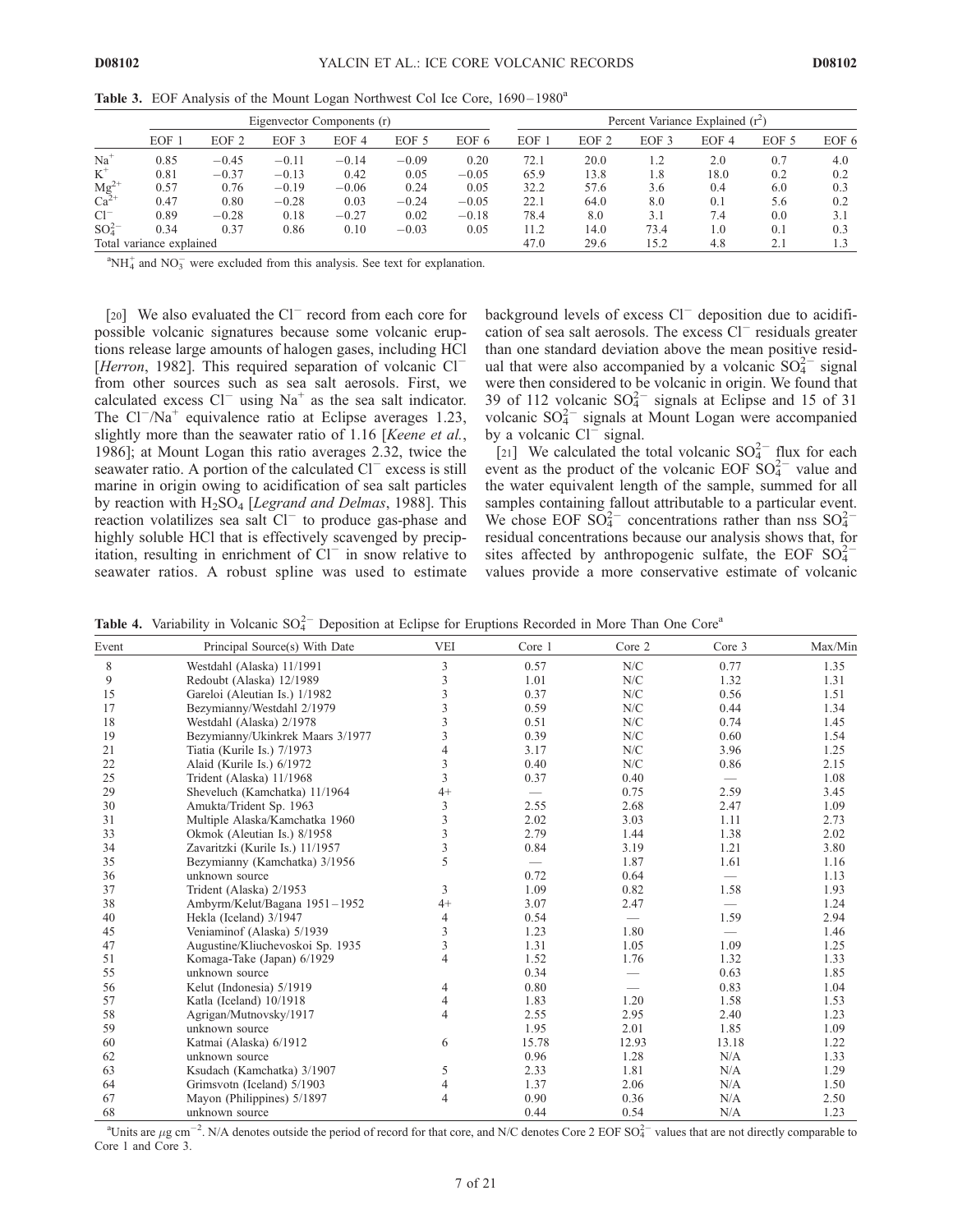**Table 3.** EOF Analysis of the Mount Logan Northwest Col Ice Core, 1690–1980[a]

| | Eigenvector Components (r) | | | | | | Percent Variance Explained ($r^2$) | | | | | |
|---|---|---|---|---|---|---|---|---|---|---|---|---|
| | EOF 1 | EOF 2 | EOF 3 | EOF 4 | EOF 5 | EOF 6 | EOF 1 | EOF 2 | EOF 3 | EOF 4 | EOF 5 | EOF 6 |
| $Na^+$ | 0.85 | −0.45 | −0.11 | −0.14 | −0.09 | 0.20 | 72.1 | 20.0 | 1.2 | 2.0 | 0.7 | 4.0 |
| $K^+$ | 0.81 | −0.37 | −0.13 | 0.42 | 0.05 | −0.05 | 65.9 | 13.8 | 1.8 | 18.0 | 0.2 | 0.2 |
| $Mg^{2+}$ | 0.57 | 0.76 | −0.19 | −0.06 | 0.24 | 0.05 | 32.2 | 57.6 | 3.6 | 0.4 | 6.0 | 0.3 |
| $Ca^{2+}$ | 0.47 | 0.80 | −0.28 | 0.03 | −0.24 | −0.05 | 22.1 | 64.0 | 8.0 | 0.1 | 5.6 | 0.2 |
| $Cl^-$ | 0.89 | −0.28 | 0.18 | −0.27 | 0.02 | −0.18 | 78.4 | 8.0 | 3.1 | 7.4 | 0.0 | 3.1 |
| $SO_4^{2-}$ | 0.34 | 0.37 | 0.86 | 0.10 | −0.03 | 0.05 | 11.2 | 14.0 | 73.4 | 1.0 | 0.1 | 0.3 |
| Total variance explained | | | | | | | 47.0 | 29.6 | 15.2 | 4.8 | 2.1 | 1.3 |

[a] $NH_4^+$ and $NO_3^-$ were excluded from this analysis. See text for explanation.

[20] We also evaluated the $Cl^-$ record from each core for possible volcanic signatures because some volcanic eruptions release large amounts of halogen gases, including HCl [*Herron*, 1982]. This required separation of volcanic $Cl^-$ from other sources such as sea salt aerosols. First, we calculated excess $Cl^-$ using $Na^+$ as the sea salt indicator. The $Cl^-/Na^+$ equivalence ratio at Eclipse averages 1.23, slightly more than the seawater ratio of 1.16 [*Keene et al.*, 1986]; at Mount Logan this ratio averages 2.32, twice the seawater ratio. A portion of the calculated $Cl^-$ excess is still marine in origin owing to acidification of sea salt particles by reaction with $H_2SO_4$ [*Legrand and Delmas*, 1988]. This reaction volatilizes sea salt $Cl^-$ to produce gas-phase and highly soluble HCl that is effectively scavenged by precipitation, resulting in enrichment of $Cl^-$ in snow relative to seawater ratios. A robust spline was used to estimate background levels of excess $Cl^-$ deposition due to acidification of sea salt aerosols. The excess $Cl^-$ residuals greater than one standard deviation above the mean positive residual that were also accompanied by a volcanic $SO_4^{2-}$ signal were then considered to be volcanic in origin. We found that 39 of 112 volcanic $SO_4^{2-}$ signals at Eclipse and 15 of 31 volcanic $SO_4^{2-}$ signals at Mount Logan were accompanied by a volcanic $Cl^-$ signal.

[21] We calculated the total volcanic $SO_4^{2-}$ flux for each event as the product of the volcanic EOF $SO_4^{2-}$ value and the water equivalent length of the sample, summed for all samples containing fallout attributable to a particular event. We chose EOF $SO_4^{2-}$ concentrations rather than nss $SO_4^{2-}$ residual concentrations because our analysis shows that, for sites affected by anthropogenic sulfate, the EOF $SO_4^{2-}$ values provide a more conservative estimate of volcanic

**Table 4.** Variability in Volcanic $SO_4^{2-}$ Deposition at Eclipse for Eruptions Recorded in More Than One Core[a]

| Event | Principal Source(s) With Date | VEI | Core 1 | Core 2 | Core 3 | Max/Min |
|---|---|---|---|---|---|---|
| 8 | Westdahl (Alaska) 11/1991 | 3 | 0.57 | N/C | 0.77 | 1.35 |
| 9 | Redoubt (Alaska) 12/1989 | 3 | 1.01 | N/C | 1.32 | 1.31 |
| 15 | Gareloi (Aleutian Is.) 1/1982 | 3 | 0.37 | N/C | 0.56 | 1.51 |
| 17 | Bezymianny/Westdahl 2/1979 | 3 | 0.59 | N/C | 0.44 | 1.34 |
| 18 | Westdahl (Alaska) 2/1978 | 3 | 0.51 | N/C | 0.74 | 1.45 |
| 19 | Bezymianny/Ukinkrek Maars 3/1977 | 3 | 0.39 | N/C | 0.60 | 1.54 |
| 21 | Tiatia (Kurile Is.) 7/1973 | 4 | 3.17 | N/C | 3.96 | 1.25 |
| 22 | Alaid (Kurile Is.) 6/1972 | 3 | 0.40 | N/C | 0.86 | 2.15 |
| 25 | Trident (Alaska) 11/1968 | 3 | 0.37 | 0.40 | — | 1.08 |
| 29 | Sheveluch (Kamchatka) 11/1964 | 4+ | — | 0.75 | 2.59 | 3.45 |
| 30 | Amukta/Trident Sp. 1963 | 3 | 2.55 | 2.68 | 2.47 | 1.09 |
| 31 | Multiple Alaska/Kamchatka 1960 | 3 | 2.02 | 3.03 | 1.11 | 2.73 |
| 33 | Okmok (Aleutian Is.) 8/1958 | 3 | 2.79 | 1.44 | 1.38 | 2.02 |
| 34 | Zavaritzki (Kurile Is.) 11/1957 | 3 | 0.84 | 3.19 | 1.21 | 3.80 |
| 35 | Bezymianny (Kamchatka) 3/1956 | 5 | — | 1.87 | 1.61 | 1.16 |
| 36 | unknown source | | 0.72 | 0.64 | — | 1.13 |
| 37 | Trident (Alaska) 2/1953 | 3 | 1.09 | 0.82 | 1.58 | 1.93 |
| 38 | Ambyrm/Kelut/Bagana 1951–1952 | 4+ | 3.07 | 2.47 | — | 1.24 |
| 40 | Hekla (Iceland) 3/1947 | 4 | 0.54 | — | 1.59 | 2.94 |
| 45 | Veniaminof (Alaska) 5/1939 | 3 | 1.23 | 1.80 | — | 1.46 |
| 47 | Augustine/Kliuchevoskoi Sp. 1935 | 3 | 1.31 | 1.05 | 1.09 | 1.25 |
| 51 | Komaga-Take (Japan) 6/1929 | 4 | 1.52 | 1.76 | 1.32 | 1.33 |
| 55 | unknown source | | 0.34 | — | 0.63 | 1.85 |
| 56 | Kelut (Indonesia) 5/1919 | 4 | 0.80 | — | 0.83 | 1.04 |
| 57 | Katla (Iceland) 10/1918 | 4 | 1.83 | 1.20 | 1.58 | 1.53 |
| 58 | Agrigan/Mutnovsky/1917 | 4 | 2.55 | 2.95 | 2.40 | 1.23 |
| 59 | unknown source | | 1.95 | 2.01 | 1.85 | 1.09 |
| 60 | Katmai (Alaska) 6/1912 | 6 | 15.78 | 12.93 | 13.18 | 1.22 |
| 62 | unknown source | | 0.96 | 1.28 | N/A | 1.33 |
| 63 | Ksudach (Kamchatka) 3/1907 | 5 | 2.33 | 1.81 | N/A | 1.29 |
| 64 | Grimsvotn (Iceland) 5/1903 | 4 | 1.37 | 2.06 | N/A | 1.50 |
| 67 | Mayon (Philippines) 5/1897 | 4 | 0.90 | 0.36 | N/A | 2.50 |
| 68 | unknown source | | 0.44 | 0.54 | N/A | 1.23 |

[a] Units are $\mu g\ cm^{-2}$. N/A denotes outside the period of record for that core, and N/C denotes Core 2 EOF $SO_4^{2-}$ values that are not directly comparable to Core 1 and Core 3.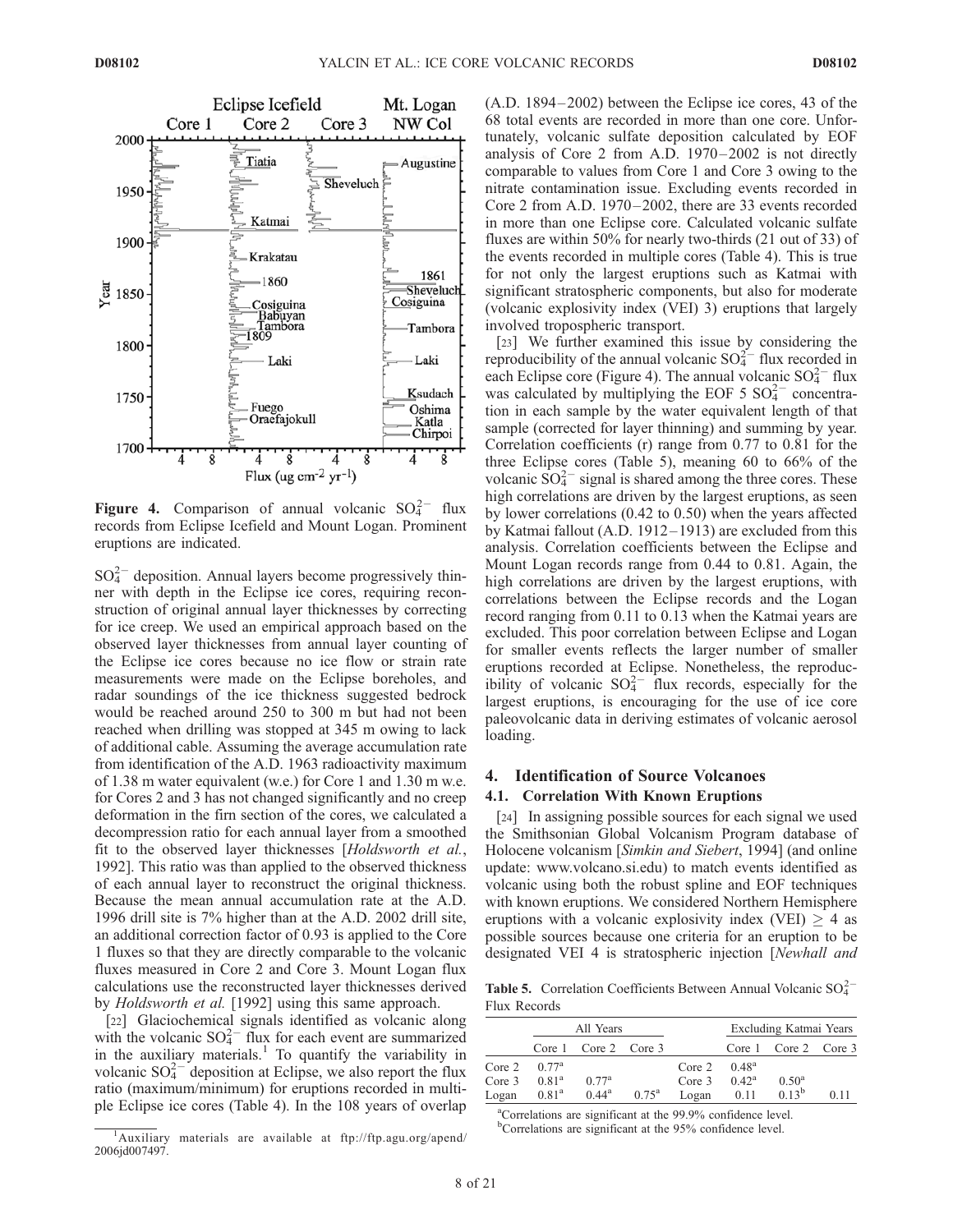**Figure 4.** Comparison of annual volcanic $SO_4^{2-}$ flux records from Eclipse Icefield and Mount Logan. Prominent eruptions are indicated.

$SO_4^{2-}$ deposition. Annual layers become progressively thinner with depth in the Eclipse ice cores, requiring reconstruction of original annual layer thicknesses by correcting for ice creep. We used an empirical approach based on the observed layer thicknesses from annual layer counting of the Eclipse ice cores because no ice flow or strain rate measurements were made on the Eclipse boreholes, and radar soundings of the ice thickness suggested bedrock would be reached around 250 to 300 m but had not been reached when drilling was stopped at 345 m owing to lack of additional cable. Assuming the average accumulation rate from identification of the A.D. 1963 radioactivity maximum of 1.38 m water equivalent (w.e.) for Core 1 and 1.30 m w.e. for Cores 2 and 3 has not changed significantly and no creep deformation in the firn section of the cores, we calculated a decompression ratio for each annual layer from a smoothed fit to the observed layer thicknesses [*Holdsworth et al.*, 1992]. This ratio was than applied to the observed thickness of each annual layer to reconstruct the original thickness. Because the mean annual accumulation rate at the A.D. 1996 drill site is 7% higher than at the A.D. 2002 drill site, an additional correction factor of 0.93 is applied to the Core 1 fluxes so that they are directly comparable to the volcanic fluxes measured in Core 2 and Core 3. Mount Logan flux calculations use the reconstructed layer thicknesses derived by *Holdsworth et al.* [1992] using this same approach.

[22] Glaciochemical signals identified as volcanic along with the volcanic $SO_4^{2-}$ flux for each event are summarized in the auxiliary materials.[1] To quantify the variability in volcanic $SO_4^{2-}$ deposition at Eclipse, we also report the flux ratio (maximum/minimum) for eruptions recorded in multiple Eclipse ice cores (Table 4). In the 108 years of overlap (A.D. 1894–2002) between the Eclipse ice cores, 43 of the 68 total events are recorded in more than one core. Unfortunately, volcanic sulfate deposition calculated by EOF analysis of Core 2 from A.D. 1970–2002 is not directly comparable to values from Core 1 and Core 3 owing to the nitrate contamination issue. Excluding events recorded in Core 2 from A.D. 1970–2002, there are 33 events recorded in more than one Eclipse core. Calculated volcanic sulfate fluxes are within 50% for nearly two-thirds (21 out of 33) of the events recorded in multiple cores (Table 4). This is true for not only the largest eruptions such as Katmai with significant stratospheric components, but also for moderate (volcanic explosivity index (VEI) 3) eruptions that largely involved tropospheric transport.

[23] We further examined this issue by considering the reproducibility of the annual volcanic $SO_4^{2-}$ flux recorded in each Eclipse core (Figure 4). The annual volcanic $SO_4^{2-}$ flux was calculated by multiplying the EOF 5 $SO_4^{2-}$ concentration in each sample by the water equivalent length of that sample (corrected for layer thinning) and summing by year. Correlation coefficients (r) range from 0.77 to 0.81 for the three Eclipse cores (Table 5), meaning 60 to 66% of the volcanic $SO_4^{2-}$ signal is shared among the three cores. These high correlations are driven by the largest eruptions, as seen by lower correlations (0.42 to 0.50) when the years affected by Katmai fallout (A.D. 1912–1913) are excluded from this analysis. Correlation coefficients between the Eclipse and Mount Logan records range from 0.44 to 0.81. Again, the high correlations are driven by the largest eruptions, with correlations between the Eclipse records and the Logan record ranging from 0.11 to 0.13 when the Katmai years are excluded. This poor correlation between Eclipse and Logan for smaller events reflects the larger number of smaller eruptions recorded at Eclipse. Nonetheless, the reproducibility of volcanic $SO_4^{2-}$ flux records, especially for the largest eruptions, is encouraging for the use of ice core paleovolcanic data in deriving estimates of volcanic aerosol loading.

## 4. Identification of Source Volcanoes

### 4.1. Correlation With Known Eruptions

[24] In assigning possible sources for each signal we used the Smithsonian Global Volcanism Program database of Holocene volcanism [*Simkin and Siebert*, 1994] (and online update: www.volcano.si.edu) to match events identified as volcanic using both the robust spline and EOF techniques with known eruptions. We considered Northern Hemisphere eruptions with a volcanic explosivity index (VEI) ≥ 4 as possible sources because one criteria for an eruption to be designated VEI 4 is stratospheric injection [*Newhall and*

**Table 5.** Correlation Coefficients Between Annual Volcanic $SO_4^{2-}$ Flux Records

| | All Years | | | | Excluding Katmai Years | | |
|---|---|---|---|---|---|---|---|
| | Core 1 | Core 2 | Core 3 | | Core 1 | Core 2 | Core 3 |
| Core 2 | 0.77[a] | | | Core 2 | 0.48[a] | | |
| Core 3 | 0.81[a] | 0.77[a] | | Core 3 | 0.42[a] | 0.50[a] | |
| Logan | 0.81[a] | 0.44[a] | 0.75[a] | Logan | 0.11 | 0.13[b] | 0.11 |

[a]Correlations are significant at the 99.9% confidence level.
[b]Correlations are significant at the 95% confidence level.

[1]Auxiliary materials are available at ftp://ftp.agu.org/apend/2006jd007497.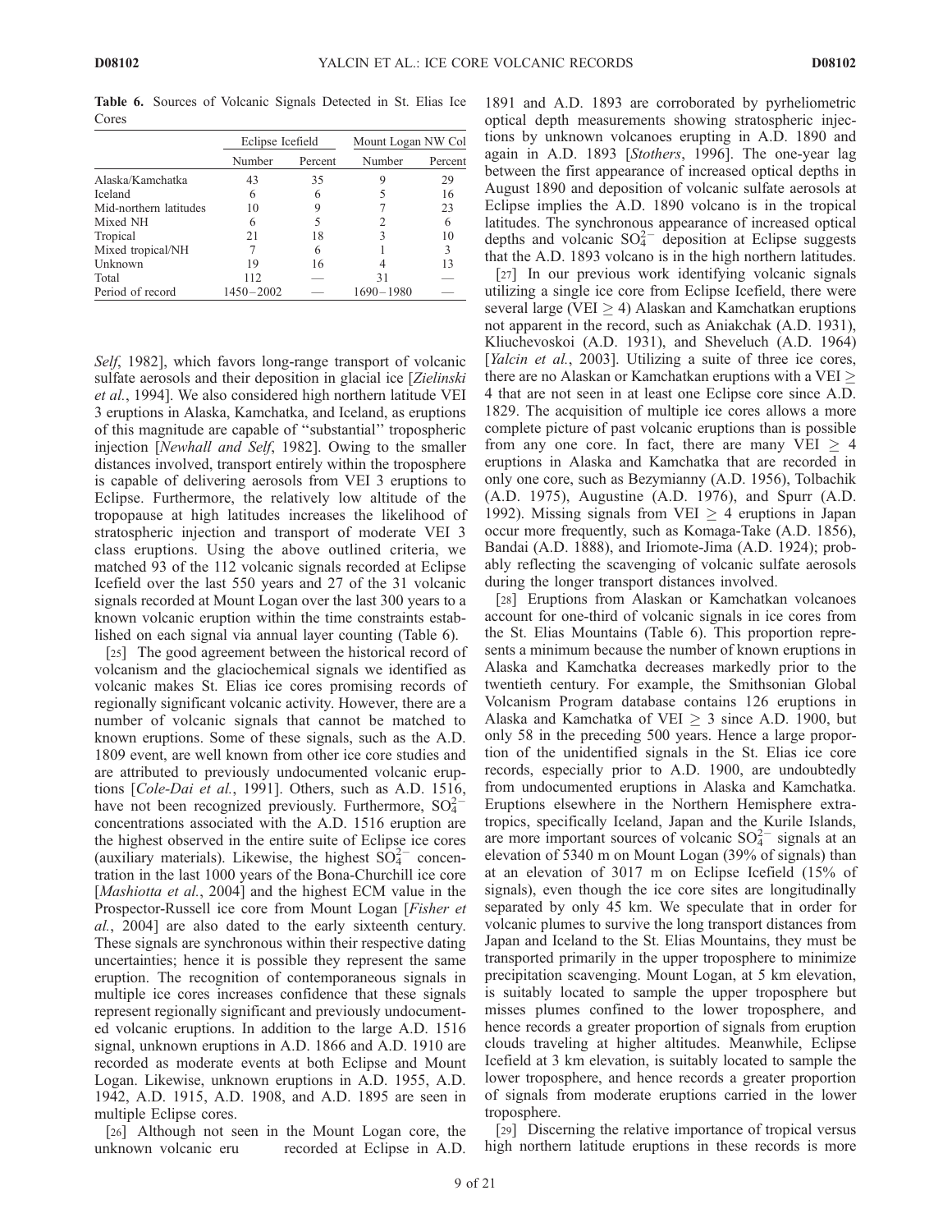**Table 6.** Sources of Volcanic Signals Detected in St. Elias Ice Cores

| | Eclipse Icefield | | Mount Logan NW Col | |
|---|---|---|---|---|
| | Number | Percent | Number | Percent |
| Alaska/Kamchatka | 43 | 35 | 9 | 29 |
| Iceland | 6 | 6 | 5 | 16 |
| Mid-northern latitudes | 10 | 9 | 7 | 23 |
| Mixed NH | 6 | 5 | 2 | 6 |
| Tropical | 21 | 18 | 3 | 10 |
| Mixed tropical/NH | 7 | 6 | 1 | 3 |
| Unknown | 19 | 16 | 4 | 13 |
| Total | 112 | — | 31 | — |
| Period of record | 1450–2002 | — | 1690–1980 | — |

*Self*, 1982], which favors long-range transport of volcanic sulfate aerosols and their deposition in glacial ice [*Zielinski et al.*, 1994]. We also considered high northern latitude VEI 3 eruptions in Alaska, Kamchatka, and Iceland, as eruptions of this magnitude are capable of "substantial" tropospheric injection [*Newhall and Self*, 1982]. Owing to the smaller distances involved, transport entirely within the troposphere is capable of delivering aerosols from VEI 3 eruptions to Eclipse. Furthermore, the relatively low altitude of the tropopause at high latitudes increases the likelihood of stratospheric injection and transport of moderate VEI 3 class eruptions. Using the above outlined criteria, we matched 93 of the 112 volcanic signals recorded at Eclipse Icefield over the last 550 years and 27 of the 31 volcanic signals recorded at Mount Logan over the last 300 years to a known volcanic eruption within the time constraints established on each signal via annual layer counting (Table 6).

[25] The good agreement between the historical record of volcanism and the glaciochemical signals we identified as volcanic makes St. Elias ice cores promising records of regionally significant volcanic activity. However, there are a number of volcanic signals that cannot be matched to known eruptions. Some of these signals, such as the A.D. 1809 event, are well known from other ice core studies and are attributed to previously undocumented volcanic eruptions [*Cole-Dai et al.*, 1991]. Others, such as A.D. 1516, have not been recognized previously. Furthermore, $SO_4^{2-}$ concentrations associated with the A.D. 1516 eruption are the highest observed in the entire suite of Eclipse ice cores (auxiliary materials). Likewise, the highest $SO_4^{2-}$ concentration in the last 1000 years of the Bona-Churchill ice core [*Mashiotta et al.*, 2004] and the highest ECM value in the Prospector-Russell ice core from Mount Logan [*Fisher et al.*, 2004] are also dated to the early sixteenth century. These signals are synchronous within their respective dating uncertainties; hence it is possible they represent the same eruption. The recognition of contemporaneous signals in multiple ice cores increases confidence that these signals represent regionally significant and previously undocumented volcanic eruptions. In addition to the large A.D. 1516 signal, unknown eruptions in A.D. 1866 and A.D. 1910 are recorded as moderate events at both Eclipse and Mount Logan. Likewise, unknown eruptions in A.D. 1955, A.D. 1942, A.D. 1915, A.D. 1908, and A.D. 1895 are seen in multiple Eclipse cores.

[26] Although not seen in the Mount Logan core, the unknown volcanic eru recorded at Eclipse in A.D. 1891 and A.D. 1893 are corroborated by pyrheliometric optical depth measurements showing stratospheric injections by unknown volcanoes erupting in A.D. 1890 and again in A.D. 1893 [*Stothers*, 1996]. The one-year lag between the first appearance of increased optical depths in August 1890 and deposition of volcanic sulfate aerosols at Eclipse implies the A.D. 1890 volcano is in the tropical latitudes. The synchronous appearance of increased optical depths and volcanic $SO_4^{2-}$ deposition at Eclipse suggests that the A.D. 1893 volcano is in the high northern latitudes.

[27] In our previous work identifying volcanic signals utilizing a single ice core from Eclipse Icefield, there were several large (VEI $\geq$ 4) Alaskan and Kamchatkan eruptions not apparent in the record, such as Aniakchak (A.D. 1931), Kliuchevoskoi (A.D. 1931), and Sheveluch (A.D. 1964) [*Yalcin et al.*, 2003]. Utilizing a suite of three ice cores, there are no Alaskan or Kamchatkan eruptions with a VEI $\geq$ 4 that are not seen in at least one Eclipse core since A.D. 1829. The acquisition of multiple ice cores allows a more complete picture of past volcanic eruptions than is possible from any one core. In fact, there are many VEI $\geq$ 4 eruptions in Alaska and Kamchatka that are recorded in only one core, such as Bezymianny (A.D. 1956), Tolbachik (A.D. 1975), Augustine (A.D. 1976), and Spurr (A.D. 1992). Missing signals from VEI $\geq$ 4 eruptions in Japan occur more frequently, such as Komaga-Take (A.D. 1856), Bandai (A.D. 1888), and Iriomote-Jima (A.D. 1924); probably reflecting the scavenging of volcanic sulfate aerosols during the longer transport distances involved.

[28] Eruptions from Alaskan or Kamchatkan volcanoes account for one-third of volcanic signals in ice cores from the St. Elias Mountains (Table 6). This proportion represents a minimum because the number of known eruptions in Alaska and Kamchatka decreases markedly prior to the twentieth century. For example, the Smithsonian Global Volcanism Program database contains 126 eruptions in Alaska and Kamchatka of VEI $\geq$ 3 since A.D. 1900, but only 58 in the preceding 500 years. Hence a large proportion of the unidentified signals in the St. Elias ice core records, especially prior to A.D. 1900, are undoubtedly from undocumented eruptions in Alaska and Kamchatka. Eruptions elsewhere in the Northern Hemisphere extratropics, specifically Iceland, Japan and the Kurile Islands, are more important sources of volcanic $SO_4^{2-}$ signals at an elevation of 5340 m on Mount Logan (39% of signals) than at an elevation of 3017 m on Eclipse Icefield (15% of signals), even though the ice core sites are longitudinally separated by only 45 km. We speculate that in order for volcanic plumes to survive the long transport distances from Japan and Iceland to the St. Elias Mountains, they must be transported primarily in the upper troposphere to minimize precipitation scavenging. Mount Logan, at 5 km elevation, is suitably located to sample the upper troposphere but misses plumes confined to the lower troposphere, and hence records a greater proportion of signals from eruption clouds traveling at higher altitudes. Meanwhile, Eclipse Icefield at 3 km elevation, is suitably located to sample the lower troposphere, and hence records a greater proportion of signals from moderate eruptions carried in the lower troposphere.

[29] Discerning the relative importance of tropical versus high northern latitude eruptions in these records is more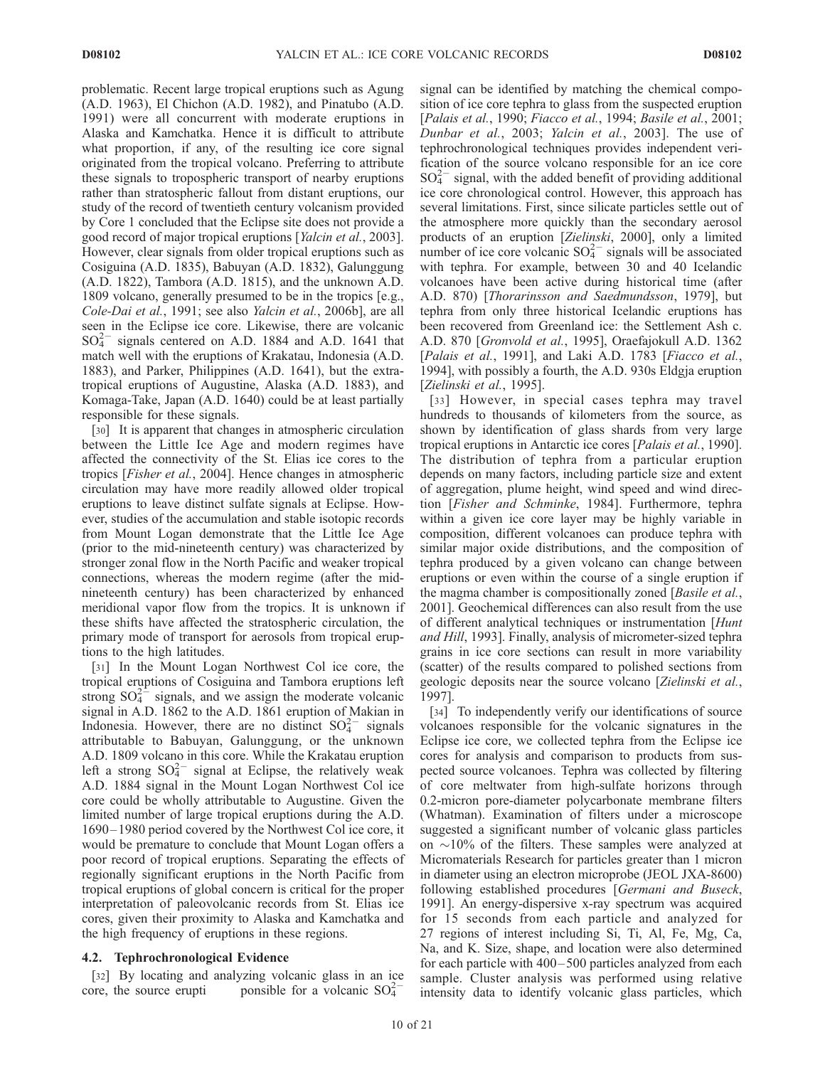problematic. Recent large tropical eruptions such as Agung (A.D. 1963), El Chichon (A.D. 1982), and Pinatubo (A.D. 1991) were all concurrent with moderate eruptions in Alaska and Kamchatka. Hence it is difficult to attribute what proportion, if any, of the resulting ice core signal originated from the tropical volcano. Preferring to attribute these signals to tropospheric transport of nearby eruptions rather than stratospheric fallout from distant eruptions, our study of the record of twentieth century volcanism provided by Core 1 concluded that the Eclipse site does not provide a good record of major tropical eruptions [*Yalcin et al.*, 2003]. However, clear signals from older tropical eruptions such as Cosiguina (A.D. 1835), Babuyan (A.D. 1832), Galunggung (A.D. 1822), Tambora (A.D. 1815), and the unknown A.D. 1809 volcano, generally presumed to be in the tropics [e.g., *Cole-Dai et al.*, 1991; see also *Yalcin et al.*, 2006b], are all seen in the Eclipse ice core. Likewise, there are volcanic $SO_4^{2-}$ signals centered on A.D. 1884 and A.D. 1641 that match well with the eruptions of Krakatau, Indonesia (A.D. 1883), and Parker, Philippines (A.D. 1641), but the extratropical eruptions of Augustine, Alaska (A.D. 1883), and Komaga-Take, Japan (A.D. 1640) could be at least partially responsible for these signals.

[30] It is apparent that changes in atmospheric circulation between the Little Ice Age and modern regimes have affected the connectivity of the St. Elias ice cores to the tropics [*Fisher et al.*, 2004]. Hence changes in atmospheric circulation may have more readily allowed older tropical eruptions to leave distinct sulfate signals at Eclipse. However, studies of the accumulation and stable isotopic records from Mount Logan demonstrate that the Little Ice Age (prior to the mid-nineteenth century) was characterized by stronger zonal flow in the North Pacific and weaker tropical connections, whereas the modern regime (after the mid-nineteenth century) has been characterized by enhanced meridional vapor flow from the tropics. It is unknown if these shifts have affected the stratospheric circulation, the primary mode of transport for aerosols from tropical eruptions to the high latitudes.

[31] In the Mount Logan Northwest Col ice core, the tropical eruptions of Cosiguina and Tambora eruptions left strong $SO_4^{2-}$ signals, and we assign the moderate volcanic signal in A.D. 1862 to the A.D. 1861 eruption of Makian in Indonesia. However, there are no distinct $SO_4^{2-}$ signals attributable to Babuyan, Galunggung, or the unknown A.D. 1809 volcano in this core. While the Krakatau eruption left a strong $SO_4^{2-}$ signal at Eclipse, the relatively weak A.D. 1884 signal in the Mount Logan Northwest Col ice core could be wholly attributable to Augustine. Given the limited number of large tropical eruptions during the A.D. 1690–1980 period covered by the Northwest Col ice core, it would be premature to conclude that Mount Logan offers a poor record of tropical eruptions. Separating the effects of regionally significant eruptions in the North Pacific from tropical eruptions of global concern is critical for the proper interpretation of paleovolcanic records from St. Elias ice cores, given their proximity to Alaska and Kamchatka and the high frequency of eruptions in these regions.

### 4.2. Tephrochronological Evidence

[32] By locating and analyzing volcanic glass in an ice core, the source erupti ponsible for a volcanic $SO_4^{2-}$ signal can be identified by matching the chemical composition of ice core tephra to glass from the suspected eruption [*Palais et al.*, 1990; *Fiacco et al.*, 1994; *Basile et al.*, 2001; *Dunbar et al.*, 2003; *Yalcin et al.*, 2003]. The use of tephrochronological techniques provides independent verification of the source volcano responsible for an ice core $SO_4^{2-}$ signal, with the added benefit of providing additional ice core chronological control. However, this approach has several limitations. First, since silicate particles settle out of the atmosphere more quickly than the secondary aerosol products of an eruption [*Zielinski*, 2000], only a limited number of ice core volcanic $SO_4^{2-}$ signals will be associated with tephra. For example, between 30 and 40 Icelandic volcanoes have been active during historical time (after A.D. 870) [*Thorarinsson and Saedmundsson*, 1979], but tephra from only three historical Icelandic eruptions has been recovered from Greenland ice: the Settlement Ash c. A.D. 870 [*Gronvold et al.*, 1995], Oraefajokull A.D. 1362 [*Palais et al.*, 1991], and Laki A.D. 1783 [*Fiacco et al.*, 1994], with possibly a fourth, the A.D. 930s Eldgja eruption [*Zielinski et al.*, 1995].

[33] However, in special cases tephra may travel hundreds to thousands of kilometers from the source, as shown by identification of glass shards from very large tropical eruptions in Antarctic ice cores [*Palais et al.*, 1990]. The distribution of tephra from a particular eruption depends on many factors, including particle size and extent of aggregation, plume height, wind speed and wind direction [*Fisher and Schminke*, 1984]. Furthermore, tephra within a given ice core layer may be highly variable in composition, different volcanoes can produce tephra with similar major oxide distributions, and the composition of tephra produced by a given volcano can change between eruptions or even within the course of a single eruption if the magma chamber is compositionally zoned [*Basile et al.*, 2001]. Geochemical differences can also result from the use of different analytical techniques or instrumentation [*Hunt and Hill*, 1993]. Finally, analysis of micrometer-sized tephra grains in ice core sections can result in more variability (scatter) of the results compared to polished sections from geologic deposits near the source volcano [*Zielinski et al.*, 1997].

[34] To independently verify our identifications of source volcanoes responsible for the volcanic signatures in the Eclipse ice core, we collected tephra from the Eclipse ice cores for analysis and comparison to products from suspected source volcanoes. Tephra was collected by filtering of core meltwater from high-sulfate horizons through 0.2-micron pore-diameter polycarbonate membrane filters (Whatman). Examination of filters under a microscope suggested a significant number of volcanic glass particles on ~10% of the filters. These samples were analyzed at Micromaterials Research for particles greater than 1 micron in diameter using an electron microprobe (JEOL JXA-8600) following established procedures [*Germani and Busek*, 1991]. An energy-dispersive x-ray spectrum was acquired for 15 seconds from each particle and analyzed for 27 regions of interest including Si, Ti, Al, Fe, Mg, Ca, Na, and K. Size, shape, and location were also determined for each particle with 400–500 particles analyzed from each sample. Cluster analysis was performed using relative intensity data to identify volcanic glass particles, which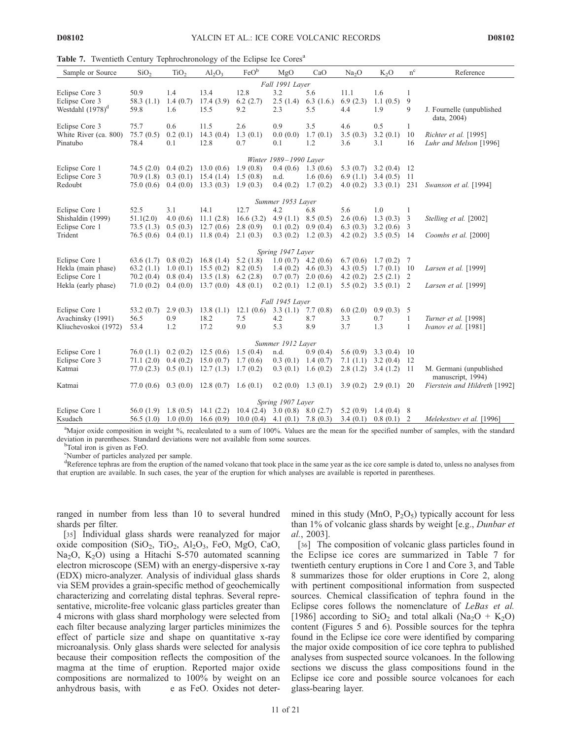**Table 7.** Twentieth Century Tephrochronology of the Eclipse Ice Cores[a]

| Sample or Source | $SiO_2$ | $TiO_2$ | $Al_2O_3$ | FeO[b] | MgO | CaO | $Na_2O$ | $K_2O$ | n[c] | Reference |
|---|---|---|---|---|---|---|---|---|---|---|
| *Fall 1991 Layer* | | | | | | | | | | |
| Eclipse Core 3 | 50.9 | 1.4 | 13.4 | 12.8 | 3.2 | 5.6 | 11.1 | 1.6 | 1 | |
| Eclipse Core 3 | 58.3 (1.1) | 1.4 (0.7) | 17.4 (3.9) | 6.2 (2.7) | 2.5 (1.4) | 6.3 (1.6.) | 6.9 (2.3) | 1.1 (0.5) | 9 | |
| Westdahl (1978)[d] | 59.8 | 1.6 | 15.5 | 9.2 | 2.3 | 5.5 | 4.4 | 1.9 | 9 | J. Fournelle (unpublished data, 2004) |
| Eclipse Core 3 | 75.7 | 0.6 | 11.5 | 2.6 | 0.9 | 3.5 | 4.6 | 0.5 | 1 | |
| White River (ca. 800) | 75.7 (0.5) | 0.2 (0.1) | 14.3 (0.4) | 1.3 (0.1) | 0.0 (0.0) | 1.7 (0.1) | 3.5 (0.3) | 3.2 (0.1) | 10 | *Richter et al.* [1995] |
| Pinatubo | 78.4 | 0.1 | 12.8 | 0.7 | 0.1 | 1.2 | 3.6 | 3.1 | 16 | *Luhr and Melson* [1996] |
| *Winter 1989–1990 Layer* | | | | | | | | | | |
| Eclipse Core 1 | 74.5 (2.0) | 0.4 (0.2) | 13.0 (0.6) | 1.9 (0.8) | 0.4 (0.6) | 1.3 (0.6) | 5.3 (0.7) | 3.2 (0.4) | 12 | |
| Eclipse Core 3 | 70.9 (1.8) | 0.3 (0.1) | 15.4 (1.4) | 1.5 (0.8) | n.d. | 1.6 (0.6) | 6.9 (1.1) | 3.4 (0.5) | 11 | |
| Redoubt | 75.0 (0.6) | 0.4 (0.0) | 13.3 (0.3) | 1.9 (0.3) | 0.4 (0.2) | 1.7 (0.2) | 4.0 (0.2) | 3.3 (0.1) | 231 | *Swanson et al.* [1994] |
| *Summer 1953 Layer* | | | | | | | | | | |
| Eclipse Core 1 | 52.5 | 3.1 | 14.1 | 12.7 | 4.2 | 6.8 | 5.6 | 1.0 | 1 | |
| Shishaldin (1999) | 51.1(2.0) | 4.0 (0.6) | 11.1 (2.8) | 16.6 (3.2) | 4.9 (1.1) | 8.5 (0.5) | 2.6 (0.6) | 1.3 (0.3) | 3 | *Stelling et al.* [2002] |
| Eclipse Core 1 | 73.5 (1.3) | 0.5 (0.3) | 12.7 (0.6) | 2.8 (0.9) | 0.1 (0.2) | 0.9 (0.4) | 6.3 (0.3) | 3.2 (0.6) | 3 | |
| Trident | 76.5 (0.6) | 0.4 (0.1) | 11.8 (0.4) | 2.1 (0.3) | 0.3 (0.2) | 1.2 (0.3) | 4.2 (0.2) | 3.5 (0.5) | 14 | *Coombs et al.* [2000] |
| *Spring 1947 Layer* | | | | | | | | | | |
| Eclipse Core 1 | 63.6 (1.7) | 0.8 (0.2) | 16.8 (1.4) | 5.2 (1.8) | 1.0 (0.7) | 4.2 (0.6) | 6.7 (0.6) | 1.7 (0.2) | 7 | |
| Hekla (main phase) | 63.2 (1.1) | 1.0 (0.1) | 15.5 (0.2) | 8.2 (0.5) | 1.4 (0.2) | 4.6 (0.3) | 4.3 (0.5) | 1.7 (0.1) | 10 | *Larsen et al.* [1999] |
| Eclipse Core 1 | 70.2 (0.4) | 0.8 (0.4) | 13.5 (1.8) | 6.2 (2.8) | 0.7 (0.7) | 2.0 (0.6) | 4.2 (0.2) | 2.5 (2.1) | 2 | |
| Hekla (early phase) | 71.0 (0.2) | 0.4 (0.0) | 13.7 (0.0) | 4.8 (0.1) | 0.2 (0.1) | 1.2 (0.1) | 5.5 (0.2) | 3.5 (0.1) | 2 | *Larsen et al.* [1999] |
| *Fall 1945 Layer* | | | | | | | | | | |
| Eclipse Core 1 | 53.2 (0.7) | 2.9 (0.3) | 13.8 (1.1) | 12.1 (0.6) | 3.3 (1.1) | 7.7 (0.8) | 6.0 (2.0) | 0.9 (0.3) | 5 | |
| Avachinsky (1991) | 56.5 | 0.9 | 18.2 | 7.5 | 4.2 | 8.7 | 3.3 | 0.7 | 1 | *Turner et al.* [1998] |
| Kliuchevoskoi (1972) | 53.4 | 1.2 | 17.2 | 9.0 | 5.3 | 8.9 | 3.7 | 1.3 | 1 | *Ivanov et al.* [1981] |
| *Summer 1912 Layer* | | | | | | | | | | |
| Eclipse Core 1 | 76.0 (1.1) | 0.2 (0.2) | 12.5 (0.6) | 1.5 (0.4) | n.d. | 0.9 (0.4) | 5.6 (0.9) | 3.3 (0.4) | 10 | |
| Eclipse Core 3 | 71.1 (2.0) | 0.4 (0.2) | 15.0 (0.7) | 1.7 (0.6) | 0.3 (0.1) | 1.4 (0.7) | 7.1 (1.1) | 3.2 (0.4) | 12 | |
| Katmai | 77.0 (2.3) | 0.5 (0.1) | 12.7 (1.3) | 1.7 (0.2) | 0.3 (0.1) | 1.6 (0.2) | 2.8 (1.2) | 3.4 (1.2) | 11 | M. Germani (unpublished manuscript, 1994) |
| Katmai | 77.0 (0.6) | 0.3 (0.0) | 12.8 (0.7) | 1.6 (0.1) | 0.2 (0.0) | 1.3 (0.1) | 3.9 (0.2) | 2.9 (0.1) | 20 | *Fierstein and Hildreth* [1992] |
| *Spring 1907 Layer* | | | | | | | | | | |
| Eclipse Core 1 | 56.0 (1.9) | 1.8 (0.5) | 14.1 (2.2) | 10.4 (2.4) | 3.0 (0.8) | 8.0 (2.7) | 5.2 (0.9) | 1.4 (0.4) | 8 | |
| Ksudach | 56.5 (1.0) | 1.0 (0.0) | 16.6 (0.9) | 10.0 (0.4) | 4.1 (0.1) | 7.8 (0.3) | 3.4 (0.1) | 0.8 (0.1) | 2 | *Melekestsev et al.* [1996] |

[a]Major oxide composition in weight %, recalculated to a sum of 100%. Values are the mean for the specified number of samples, with the standard deviation in parentheses. Standard deviations were not available from some sources.

[b]Total iron is given as FeO.

[c]Number of particles analyzed per sample.

[d]Reference tephras are from the eruption of the named volcano that took place in the same year as the ice core sample is dated to, unless no analyses from that eruption are available. In such cases, the year of the eruption for which analyses are available is reported in parentheses.

ranged in number from less than 10 to several hundred shards per filter.

[35] Individual glass shards were reanalyzed for major oxide composition ($SiO_2$, $TiO_2$, $Al_2O_3$, FeO, MgO, CaO, $Na_2O$, $K_2O$) using a Hitachi S-570 automated scanning electron microscope (SEM) with an energy-dispersive x-ray (EDX) micro-analyzer. Analysis of individual glass shards via SEM provides a grain-specific method of geochemically characterizing and correlating distal tephras. Several representative, microlite-free volcanic glass particles greater than 4 microns with glass shard morphology were selected from each filter because analyzing larger particles minimizes the effect of particle size and shape on quantitative x-ray microanalysis. Only glass shards were selected for analysis because their composition reflects the composition of the magma at the time of eruption. Reported major oxide compositions are normalized to 100% by weight on an anhydrous basis, with e as FeO. Oxides not determined in this study (MnO, $P_2O_5$) typically account for less than 1% of volcanic glass shards by weight [e.g., *Dunbar et al.*, 2003].

[36] The composition of volcanic glass particles found in the Eclipse ice cores are summarized in Table 7 for twentieth century eruptions in Core 1 and Core 3, and Table 8 summarizes those for older eruptions in Core 2, along with pertinent compositional information from suspected sources. Chemical classification of tephra found in the Eclipse cores follows the nomenclature of *LeBas et al.* [1986] according to $SiO_2$ and total alkali ($Na_2O$ + $K_2O$) content (Figures 5 and 6). Possible sources for the tephra found in the Eclipse ice core were identified by comparing the major oxide composition of ice core tephra to published analyses from suspected source volcanoes. In the following sections we discuss the glass compositions found in the Eclipse ice core and possible source volcanoes for each glass-bearing layer.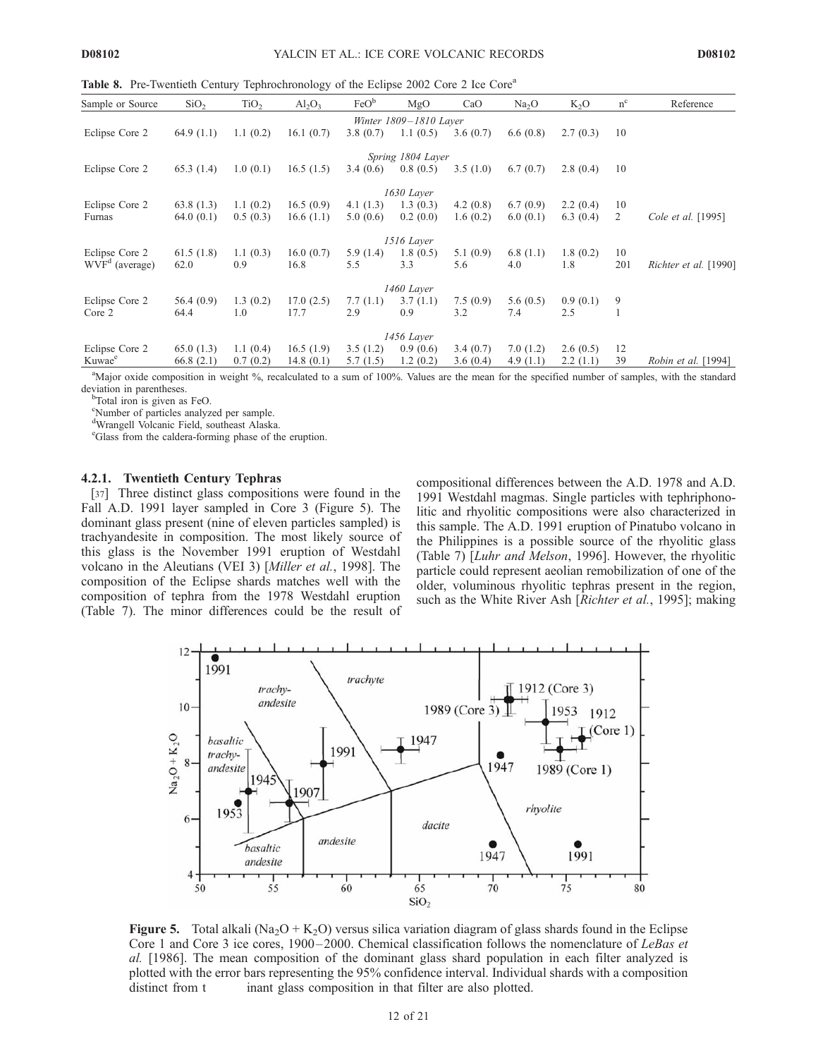**Table 8.** Pre-Twentieth Century Tephrochronology of the Eclipse 2002 Core 2 Ice Core[a]

| Sample or Source | $SiO_2$ | $TiO_2$ | $Al_2O_3$ | FeO[b] | MgO | CaO | $Na_2O$ | $K_2O$ | n[c] | Reference |
|---|---|---|---|---|---|---|---|---|---|---|
| | | | | | *Winter 1809–1810 Layer* | | | | | |
| Eclipse Core 2 | 64.9 (1.1) | 1.1 (0.2) | 16.1 (0.7) | 3.8 (0.7) | 1.1 (0.5) | 3.6 (0.7) | 6.6 (0.8) | 2.7 (0.3) | 10 | |
| | | | | | *Spring 1804 Layer* | | | | | |
| Eclipse Core 2 | 65.3 (1.4) | 1.0 (0.1) | 16.5 (1.5) | 3.4 (0.6) | 0.8 (0.5) | 3.5 (1.0) | 6.7 (0.7) | 2.8 (0.4) | 10 | |
| | | | | | *1630 Layer* | | | | | |
| Eclipse Core 2 | 63.8 (1.3) | 1.1 (0.2) | 16.5 (0.9) | 4.1 (1.3) | 1.3 (0.3) | 4.2 (0.8) | 6.7 (0.9) | 2.2 (0.4) | 10 | |
| Furnas | 64.0 (0.1) | 0.5 (0.3) | 16.6 (1.1) | 5.0 (0.6) | 0.2 (0.0) | 1.6 (0.2) | 6.0 (0.1) | 6.3 (0.4) | 2 | *Cole et al.* [1995] |
| | | | | | *1516 Layer* | | | | | |
| Eclipse Core 2 | 61.5 (1.8) | 1.1 (0.3) | 16.0 (0.7) | 5.9 (1.4) | 1.8 (0.5) | 5.1 (0.9) | 6.8 (1.1) | 1.8 (0.2) | 10 | |
| WVF[d] (average) | 62.0 | 0.9 | 16.8 | 5.5 | 3.3 | 5.6 | 4.0 | 1.8 | 201 | *Richter et al.* [1990] |
| | | | | | *1460 Layer* | | | | | |
| Eclipse Core 2 | 56.4 (0.9) | 1.3 (0.2) | 17.0 (2.5) | 7.7 (1.1) | 3.7 (1.1) | 7.5 (0.9) | 5.6 (0.5) | 0.9 (0.1) | 9 | |
| Core 2 | 64.4 | 1.0 | 17.7 | 2.9 | 0.9 | 3.2 | 7.4 | 2.5 | 1 | |
| | | | | | *1456 Layer* | | | | | |
| Eclipse Core 2 | 65.0 (1.3) | 1.1 (0.4) | 16.5 (1.9) | 3.5 (1.2) | 0.9 (0.6) | 3.4 (0.7) | 7.0 (1.2) | 2.6 (0.5) | 12 | |
| Kuwae[e] | 66.8 (2.1) | 0.7 (0.2) | 14.8 (0.1) | 5.7 (1.5) | 1.2 (0.2) | 3.6 (0.4) | 4.9 (1.1) | 2.2 (1.1) | 39 | *Robin et al.* [1994] |

[a]Major oxide composition in weight %, recalculated to a sum of 100%. Values are the mean for the specified number of samples, with the standard deviation in parentheses.
[b]Total iron is given as FeO.
[c]Number of particles analyzed per sample.
[d]Wrangell Volcanic Field, southeast Alaska.
[e]Glass from the caldera-forming phase of the eruption.

#### 4.2.1. Twentieth Century Tephras

[37] Three distinct glass compositions were found in the Fall A.D. 1991 layer sampled in Core 3 (Figure 5). The dominant glass present (nine of eleven particles sampled) is trachyandesite in composition. The most likely source of this glass is the November 1991 eruption of Westdahl volcano in the Aleutians (VEI 3) [*Miller et al.*, 1998]. The composition of the Eclipse shards matches well with the composition of tephra from the 1978 Westdahl eruption (Table 7). The minor differences could be the result of compositional differences between the A.D. 1978 and A.D. 1991 Westdahl magmas. Single particles with tephriphonolitic and rhyolitic compositions were also characterized in this sample. The A.D. 1991 eruption of Pinatubo volcano in the Philippines is a possible source of the rhyolitic glass (Table 7) [*Luhr and Melson*, 1996]. However, the rhyolitic particle could represent aeolian remobilization of one of the older, voluminous rhyolitic tephras present in the region, such as the White River Ash [*Richter et al.*, 1995]; making

**Figure 5.** Total alkali ($Na_2O + K_2O$) versus silica variation diagram of glass shards found in the Eclipse Core 1 and Core 3 ice cores, 1900–2000. Chemical classification follows the nomenclature of *LeBas et al.* [1986]. The mean composition of the dominant glass shard population in each filter analyzed is plotted with the error bars representing the 95% confidence interval. Individual shards with a composition distinct from t inant glass composition in that filter are also plotted.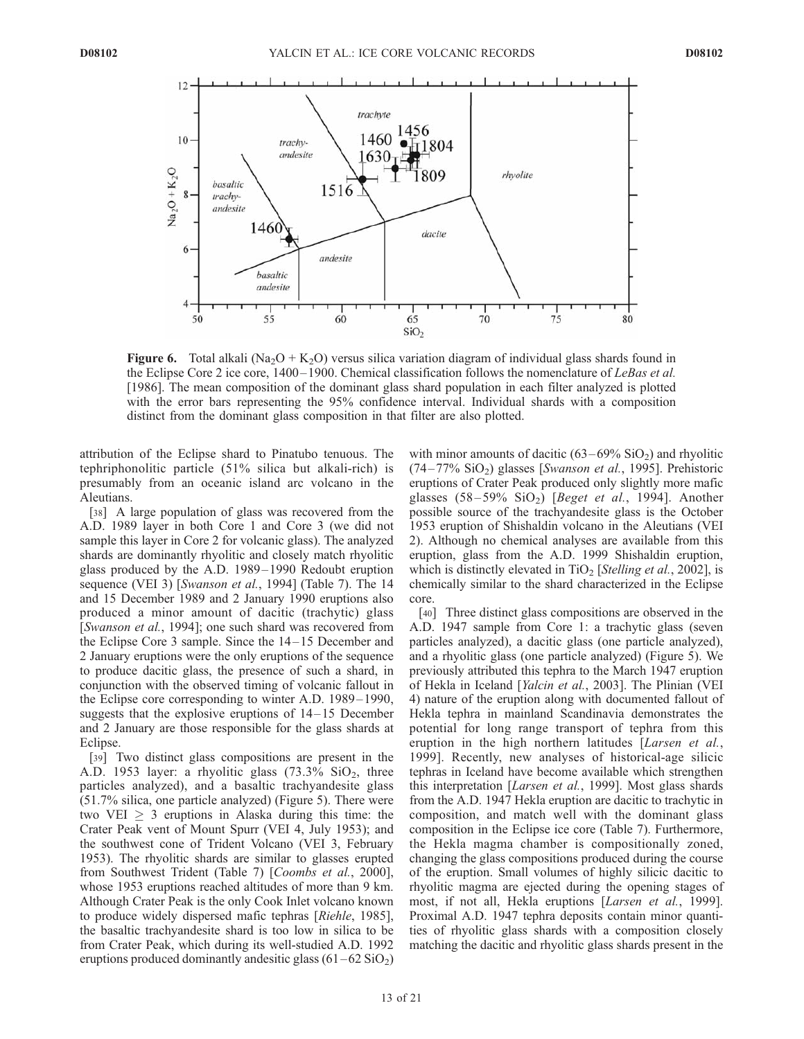**Figure 6.** Total alkali ($Na_2O + K_2O$) versus silica variation diagram of individual glass shards found in the Eclipse Core 2 ice core, 1400–1900. Chemical classification follows the nomenclature of *LeBas et al.* [1986]. The mean composition of the dominant glass shard population in each filter analyzed is plotted with the error bars representing the 95% confidence interval. Individual shards with a composition distinct from the dominant glass composition in that filter are also plotted.

attribution of the Eclipse shard to Pinatubo tenuous. The tephriphonolitic particle (51% silica but alkali-rich) is presumably from an oceanic island arc volcano in the Aleutians.

[38] A large population of glass was recovered from the A.D. 1989 layer in both Core 1 and Core 3 (we did not sample this layer in Core 2 for volcanic glass). The analyzed shards are dominantly rhyolitic and closely match rhyolitic glass produced by the A.D. 1989–1990 Redoubt eruption sequence (VEI 3) [*Swanson et al.*, 1994] (Table 7). The 14 and 15 December 1989 and 2 January 1990 eruptions also produced a minor amount of dacitic (trachytic) glass [*Swanson et al.*, 1994]; one such shard was recovered from the Eclipse Core 3 sample. Since the 14–15 December and 2 January eruptions were the only eruptions of the sequence to produce dacitic glass, the presence of such a shard, in conjunction with the observed timing of volcanic fallout in the Eclipse core corresponding to winter A.D. 1989–1990, suggests that the explosive eruptions of 14–15 December and 2 January are those responsible for the glass shards at Eclipse.

[39] Two distinct glass compositions are present in the A.D. 1953 layer: a rhyolitic glass (73.3% $SiO_2$, three particles analyzed), and a basaltic trachyandesite glass (51.7% silica, one particle analyzed) (Figure 5). There were two VEI $\geq$ 3 eruptions in Alaska during this time: the Crater Peak vent of Mount Spurr (VEI 4, July 1953); and the southwest cone of Trident Volcano (VEI 3, February 1953). The rhyolitic shards are similar to glasses erupted from Southwest Trident (Table 7) [*Coombs et al.*, 2000], whose 1953 eruptions reached altitudes of more than 9 km. Although Crater Peak is the only Cook Inlet volcano known to produce widely dispersed mafic tephras [*Riehle*, 1985], the basaltic trachyandesite shard is too low in silica to be from Crater Peak, which during its well-studied A.D. 1992 eruptions produced dominantly andesitic glass (61–62 $SiO_2$) with minor amounts of dacitic (63–69% $SiO_2$) and rhyolitic (74–77% $SiO_2$) glasses [*Swanson et al.*, 1995]. Prehistoric eruptions of Crater Peak produced only slightly more mafic glasses (58–59% $SiO_2$) [*Beget et al.*, 1994]. Another possible source of the trachyandesite glass is the October 1953 eruption of Shishaldin volcano in the Aleutians (VEI 2). Although no chemical analyses are available from this eruption, glass from the A.D. 1999 Shishaldin eruption, which is distinctly elevated in $TiO_2$ [*Stelling et al.*, 2002], is chemically similar to the shard characterized in the Eclipse core.

[40] Three distinct glass compositions are observed in the A.D. 1947 sample from Core 1: a trachytic glass (seven particles analyzed), a dacitic glass (one particle analyzed), and a rhyolitic glass (one particle analyzed) (Figure 5). We previously attributed this tephra to the March 1947 eruption of Hekla in Iceland [*Yalcin et al.*, 2003]. The Plinian (VEI 4) nature of the eruption along with documented fallout of Hekla tephra in mainland Scandinavia demonstrates the potential for long range transport of tephra from this eruption in the high northern latitudes [*Larsen et al.*, 1999]. Recently, new analyses of historical-age silicic tephras in Iceland have become available which strengthen this interpretation [*Larsen et al.*, 1999]. Most glass shards from the A.D. 1947 Hekla eruption are dacitic to trachytic in composition, and match well with the dominant glass composition in the Eclipse ice core (Table 7). Furthermore, the Hekla magma chamber is compositionally zoned, changing the glass compositions produced during the course of the eruption. Small volumes of highly silicic dacitic to rhyolitic magma are ejected during the opening stages of most, if not all, Hekla eruptions [*Larsen et al.*, 1999]. Proximal A.D. 1947 tephra deposits contain minor quantities of rhyolitic glass shards with a composition closely matching the dacitic and rhyolitic glass shards present in the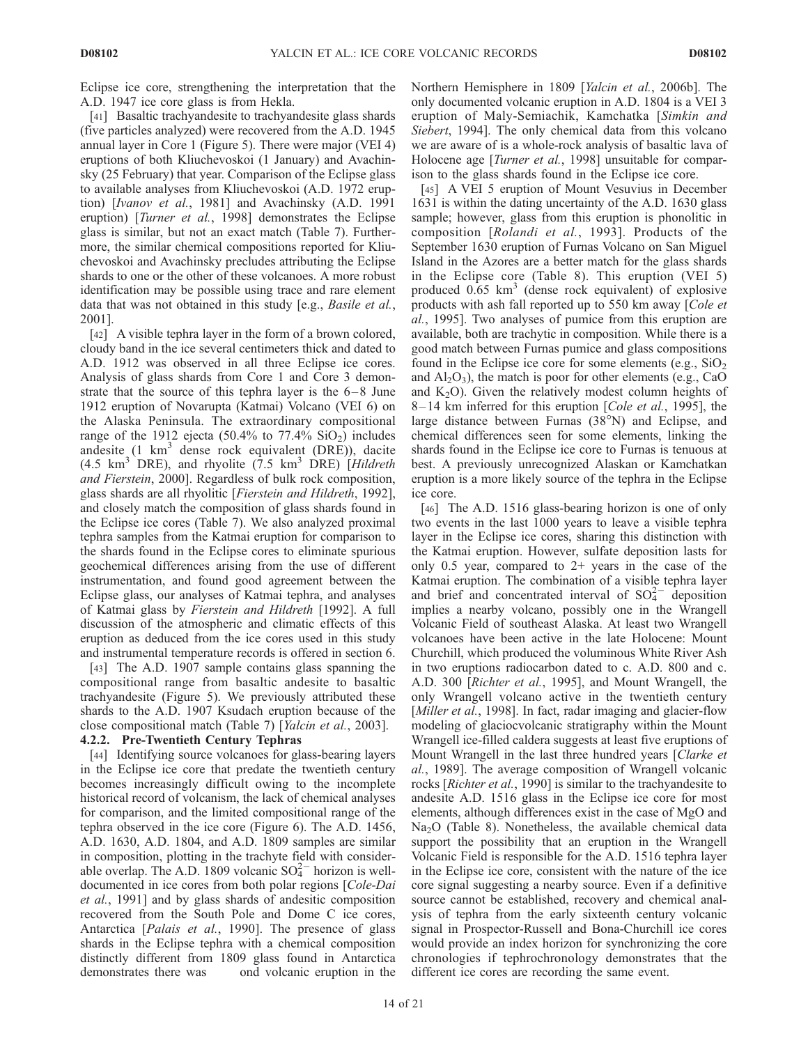Eclipse ice core, strengthening the interpretation that the A.D. 1947 ice core glass is from Hekla.

[41] Basaltic trachyandesite to trachyandesite glass shards (five particles analyzed) were recovered from the A.D. 1945 annual layer in Core 1 (Figure 5). There were major (VEI 4) eruptions of both Kliuchevoskoi (1 January) and Avachinsky (25 February) that year. Comparison of the Eclipse glass to available analyses from Kliuchevoskoi (A.D. 1972 eruption) [*Ivanov et al.*, 1981] and Avachinsky (A.D. 1991 eruption) [*Turner et al.*, 1998] demonstrates the Eclipse glass is similar, but not an exact match (Table 7). Furthermore, the similar chemical compositions reported for Kliuchevoskoi and Avachinsky precludes attributing the Eclipse shards to one or the other of these volcanoes. A more robust identification may be possible using trace and rare element data that was not obtained in this study [e.g., *Basile et al.*, 2001].

[42] A visible tephra layer in the form of a brown colored, cloudy band in the ice several centimeters thick and dated to A.D. 1912 was observed in all three Eclipse ice cores. Analysis of glass shards from Core 1 and Core 3 demonstrate that the source of this tephra layer is the 6–8 June 1912 eruption of Novarupta (Katmai) Volcano (VEI 6) on the Alaska Peninsula. The extraordinary compositional range of the 1912 ejecta (50.4% to 77.4% $SiO_2$) includes andesite (1 $km^3$ dense rock equivalent (DRE)), dacite (4.5 $km^3$ DRE), and rhyolite (7.5 $km^3$ DRE) [*Hildreth and Fierstein*, 2000]. Regardless of bulk rock composition, glass shards are all rhyolitic [*Fierstein and Hildreth*, 1992], and closely match the composition of glass shards found in the Eclipse ice cores (Table 7). We also analyzed proximal tephra samples from the Katmai eruption for comparison to the shards found in the Eclipse cores to eliminate spurious geochemical differences arising from the use of different instrumentation, and found good agreement between the Eclipse glass, our analyses of Katmai tephra, and analyses of Katmai glass by *Fierstein and Hildreth* [1992]. A full discussion of the atmospheric and climatic effects of this eruption as deduced from the ice cores used in this study and instrumental temperature records is offered in section 6.

[43] The A.D. 1907 sample contains glass spanning the compositional range from basaltic andesite to basaltic trachyandesite (Figure 5). We previously attributed these shards to the A.D. 1907 Ksudach eruption because of the close compositional match (Table 7) [*Yalcin et al.*, 2003].

#### 4.2.2. Pre-Twentieth Century Tephras

[44] Identifying source volcanoes for glass-bearing layers in the Eclipse ice core that predate the twentieth century becomes increasingly difficult owing to the incomplete historical record of volcanism, the lack of chemical analyses for comparison, and the limited compositional range of the tephra observed in the ice core (Figure 6). The A.D. 1456, A.D. 1630, A.D. 1804, and A.D. 1809 samples are similar in composition, plotting in the trachyte field with considerable overlap. The A.D. 1809 volcanic $SO_4^{2-}$ horizon is well-documented in ice cores from both polar regions [*Cole-Dai et al.*, 1991] and by glass shards of andesitic composition recovered from the South Pole and Dome C ice cores, Antarctica [*Palais et al.*, 1990]. The presence of glass shards in the Eclipse tephra with a chemical composition distinctly different from 1809 glass found in Antarctica demonstrates there was ond volcanic eruption in the Northern Hemisphere in 1809 [*Yalcin et al.*, 2006b]. The only documented volcanic eruption in A.D. 1804 is a VEI 3 eruption of Maly-Semiachik, Kamchatka [*Simkin and Siebert*, 1994]. The only chemical data from this volcano we are aware of is a whole-rock analysis of basaltic lava of Holocene age [*Turner et al.*, 1998] unsuitable for comparison to the glass shards found in the Eclipse ice core.

[45] A VEI 5 eruption of Mount Vesuvius in December 1631 is within the dating uncertainty of the A.D. 1630 glass sample; however, glass from this eruption is phonolitic in composition [*Rolandi et al.*, 1993]. Products of the September 1630 eruption of Furnas Volcano on San Miguel Island in the Azores are a better match for the glass shards in the Eclipse core (Table 8). This eruption (VEI 5) produced 0.65 $km^3$ (dense rock equivalent) of explosive products with ash fall reported up to 550 km away [*Cole et al.*, 1995]. Two analyses of pumice from this eruption are available, both are trachytic in composition. While there is a good match between Furnas pumice and glass compositions found in the Eclipse ice core for some elements (e.g., $SiO_2$ and $Al_2O_3$), the match is poor for other elements (e.g., CaO and $K_2O$). Given the relatively modest column heights of 8–14 km inferred for this eruption [*Cole et al.*, 1995], the large distance between Furnas (38°N) and Eclipse, and chemical differences seen for some elements, linking the shards found in the Eclipse ice core to Furnas is tenuous at best. A previously unrecognized Alaskan or Kamchatkan eruption is a more likely source of the tephra in the Eclipse ice core.

[46] The A.D. 1516 glass-bearing horizon is one of only two events in the last 1000 years to leave a visible tephra layer in the Eclipse ice cores, sharing this distinction with the Katmai eruption. However, sulfate deposition lasts for only 0.5 year, compared to 2+ years in the case of the Katmai eruption. The combination of a visible tephra layer and brief and concentrated interval of $SO_4^{2-}$ deposition implies a nearby volcano, possibly one in the Wrangell Volcanic Field of southeast Alaska. At least two Wrangell volcanoes have been active in the late Holocene: Mount Churchill, which produced the voluminous White River Ash in two eruptions radiocarbon dated to c. A.D. 800 and c. A.D. 300 [*Richter et al.*, 1995], and Mount Wrangell, the only Wrangell volcano active in the twentieth century [*Miller et al.*, 1998]. In fact, radar imaging and glacier-flow modeling of glaciocvolcanic stratigraphy within the Mount Wrangell ice-filled caldera suggests at least five eruptions of Mount Wrangell in the last three hundred years [*Clarke et al.*, 1989]. The average composition of Wrangell volcanic rocks [*Richter et al.*, 1990] is similar to the trachyandesite to andesite A.D. 1516 glass in the Eclipse ice core for most elements, although differences exist in the case of MgO and $Na_2O$ (Table 8). Nonetheless, the available chemical data support the possibility that an eruption in the Wrangell Volcanic Field is responsible for the A.D. 1516 tephra layer in the Eclipse ice core, consistent with the nature of the ice core signal suggesting a nearby source. Even if a definitive source cannot be established, recovery and chemical analysis of tephra from the early sixteenth century volcanic signal in Prospector-Russell and Bona-Churchill ice cores would provide an index horizon for synchronizing the core chronologies if tephrochronology demonstrates that the different ice cores are recording the same event.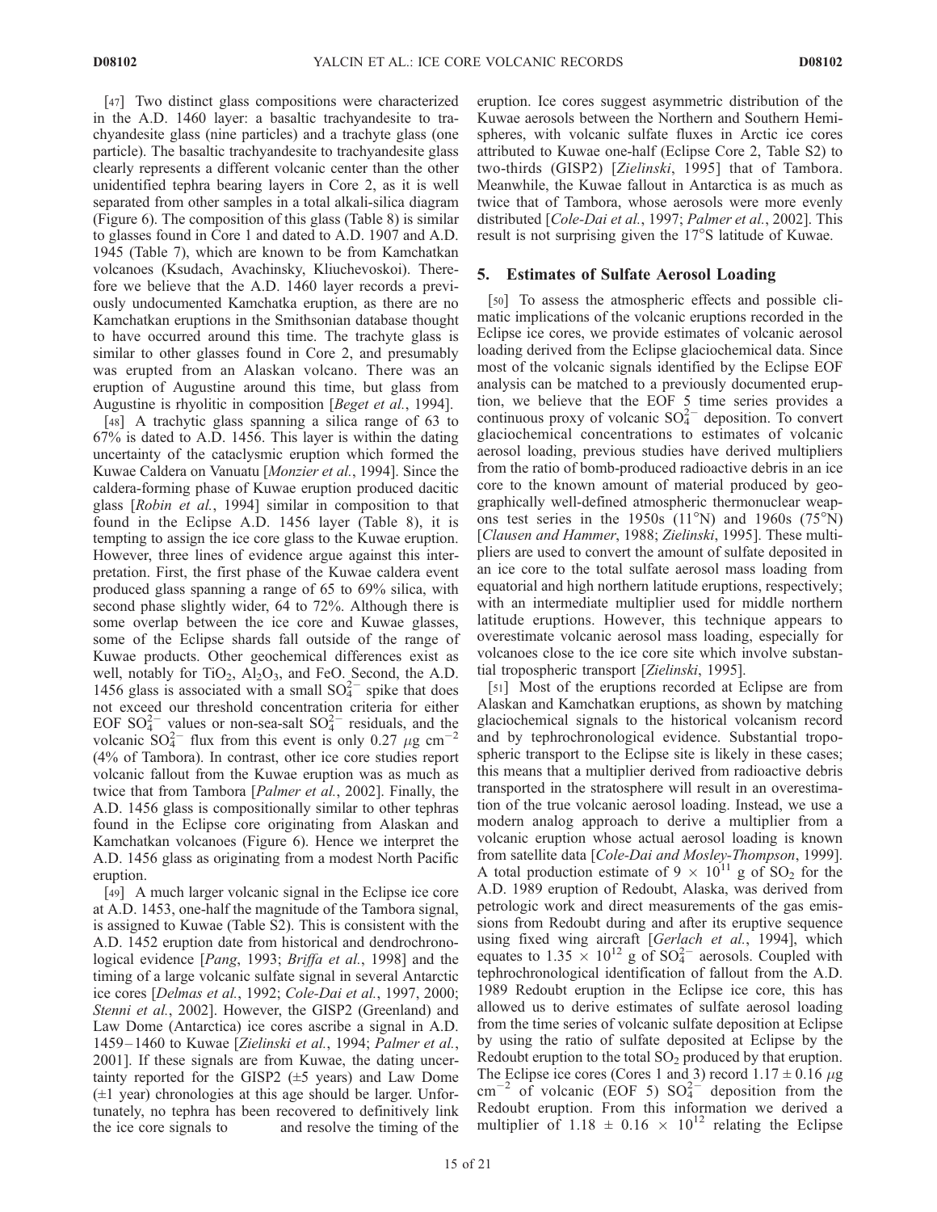[47] Two distinct glass compositions were characterized in the A.D. 1460 layer: a basaltic trachyandesite to trachyandesite glass (nine particles) and a trachyte glass (one particle). The basaltic trachyandesite to trachyandesite glass clearly represents a different volcanic center than the other unidentified tephra bearing layers in Core 2, as it is well separated from other samples in a total alkali-silica diagram (Figure 6). The composition of this glass (Table 8) is similar to glasses found in Core 1 and dated to A.D. 1907 and A.D. 1945 (Table 7), which are known to be from Kamchatkan volcanoes (Ksudach, Avachinsky, Kliuchevoskoi). Therefore we believe that the A.D. 1460 layer records a previously undocumented Kamchatka eruption, as there are no Kamchatkan eruptions in the Smithsonian database thought to have occurred around this time. The trachyte glass is similar to other glasses found in Core 2, and presumably was erupted from an Alaskan volcano. There was an eruption of Augustine around this time, but glass from Augustine is rhyolitic in composition [*Beget et al.*, 1994].

[48] A trachytic glass spanning a silica range of 63 to 67% is dated to A.D. 1456. This layer is within the dating uncertainty of the cataclysmic eruption which formed the Kuwae Caldera on Vanuatu [*Monzier et al.*, 1994]. Since the caldera-forming phase of Kuwae eruption produced dacitic glass [*Robin et al.*, 1994] similar in composition to that found in the Eclipse A.D. 1456 layer (Table 8), it is tempting to assign the ice core glass to the Kuwae eruption. However, three lines of evidence argue against this interpretation. First, the first phase of the Kuwae caldera event produced glass spanning a range of 65 to 69% silica, with second phase slightly wider, 64 to 72%. Although there is some overlap between the ice core and Kuwae glasses, some of the Eclipse shards fall outside of the range of Kuwae products. Other geochemical differences exist as well, notably for $TiO_2$, $Al_2O_3$, and FeO. Second, the A.D. 1456 glass is associated with a small $SO_4^{2-}$ spike that does not exceed our threshold concentration criteria for either EOF $SO_4^{2-}$ values or non-sea-salt $SO_4^{2-}$ residuals, and the volcanic $SO_4^{2-}$ flux from this event is only 0.27 $\mu$g cm$^{-2}$ (4% of Tambora). In contrast, other ice core studies report volcanic fallout from the Kuwae eruption was as much as twice that from Tambora [*Palmer et al.*, 2002]. Finally, the A.D. 1456 glass is compositionally similar to other tephras found in the Eclipse core originating from Alaskan and Kamchatkan volcanoes (Figure 6). Hence we interpret the A.D. 1456 glass as originating from a modest North Pacific eruption.

[49] A much larger volcanic signal in the Eclipse ice core at A.D. 1453, one-half the magnitude of the Tambora signal, is assigned to Kuwae (Table S2). This is consistent with the A.D. 1452 eruption date from historical and dendrochronological evidence [*Pang*, 1993; *Briffa et al.*, 1998] and the timing of a large volcanic sulfate signal in several Antarctic ice cores [*Delmas et al.*, 1992; *Cole-Dai et al.*, 1997, 2000; *Stenni et al.*, 2002]. However, the GISP2 (Greenland) and Law Dome (Antarctica) ice cores ascribe a signal in A.D. 1459–1460 to Kuwae [*Zielinski et al.*, 1994; *Palmer et al.*, 2001]. If these signals are from Kuwae, the dating uncertainty reported for the GISP2 ($\pm$5 years) and Law Dome ($\pm$1 year) chronologies at this age should be larger. Unfortunately, no tephra has been recovered to definitively link the ice core signals to and resolve the timing of the eruption. Ice cores suggest asymmetric distribution of the Kuwae aerosols between the Northern and Southern Hemispheres, with volcanic sulfate fluxes in Arctic ice cores attributed to Kuwae one-half (Eclipse Core 2, Table S2) to two-thirds (GISP2) [*Zielinski*, 1995] that of Tambora. Meanwhile, the Kuwae fallout in Antarctica is as much as twice that of Tambora, whose aerosols were more evenly distributed [*Cole-Dai et al.*, 1997; *Palmer et al.*, 2002]. This result is not surprising given the 17°S latitude of Kuwae.

## 5. Estimates of Sulfate Aerosol Loading

[50] To assess the atmospheric effects and possible climatic implications of the volcanic eruptions recorded in the Eclipse ice cores, we provide estimates of volcanic aerosol loading derived from the Eclipse glaciochemical data. Since most of the volcanic signals identified by the Eclipse EOF analysis can be matched to a previously documented eruption, we believe that the EOF 5 time series provides a continuous proxy of volcanic $SO_4^{2-}$ deposition. To convert glaciochemical concentrations to estimates of volcanic aerosol loading, previous studies have derived multipliers from the ratio of bomb-produced radioactive debris in an ice core to the known amount of material produced by geographically well-defined atmospheric thermonuclear weapons test series in the 1950s (11°N) and 1960s (75°N) [*Clausen and Hammer*, 1988; *Zielinski*, 1995]. These multipliers are used to convert the amount of sulfate deposited in an ice core to the total sulfate aerosol mass loading from equatorial and high northern latitude eruptions, respectively; with an intermediate multiplier used for middle northern latitude eruptions. However, this technique appears to overestimate volcanic aerosol mass loading, especially for volcanoes close to the ice core site which involve substantial tropospheric transport [*Zielinski*, 1995].

[51] Most of the eruptions recorded at Eclipse are from Alaskan and Kamchatkan eruptions, as shown by matching glaciochemical signals to the historical volcanism record and by tephrochronological evidence. Substantial tropospheric transport to the Eclipse site is likely in these cases; this means that a multiplier derived from radioactive debris transported in the stratosphere will result in an overestimation of the true volcanic aerosol loading. Instead, we use a modern analog approach to derive a multiplier from a volcanic eruption whose actual aerosol loading is known from satellite data [*Cole-Dai and Mosley-Thompson*, 1999]. A total production estimate of $9 \times 10^{11}$ g of $SO_2$ for the A.D. 1989 eruption of Redoubt, Alaska, was derived from petrologic work and direct measurements of the gas emissions from Redoubt during and after its eruptive sequence using fixed wing aircraft [*Gerlach et al.*, 1994], which equates to $1.35 \times 10^{12}$ g of $SO_4^{2-}$ aerosols. Coupled with tephrochronological identification of fallout from the A.D. 1989 Redoubt eruption in the Eclipse ice core, this has allowed us to derive estimates of sulfate aerosol loading from the time series of volcanic sulfate deposition at Eclipse by using the ratio of sulfate deposited at Eclipse by the Redoubt eruption to the total $SO_2$ produced by that eruption. The Eclipse ice cores (Cores 1 and 3) record $1.17 \pm 0.16$ $\mu$g cm$^{-2}$ of volcanic (EOF 5) $SO_4^{2-}$ deposition from the Redoubt eruption. From this information we derived a multiplier of $1.18 \pm 0.16 \times 10^{12}$ relating the Eclipse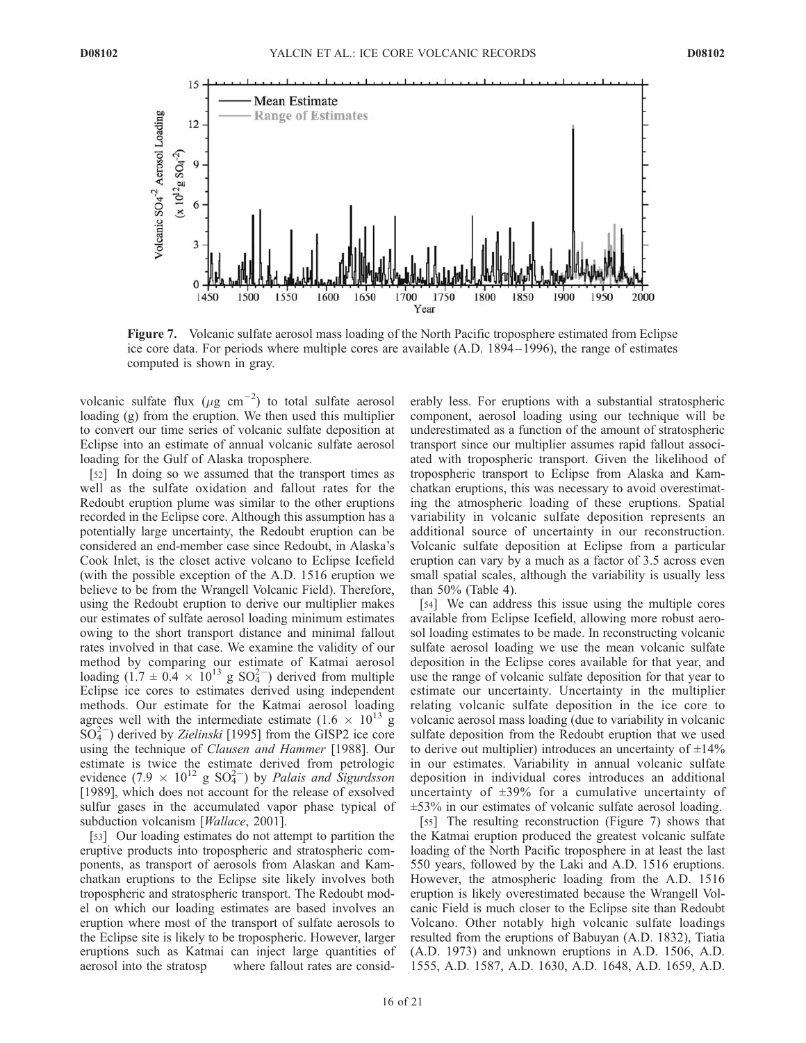**Figure 7.** Volcanic sulfate aerosol mass loading of the North Pacific troposphere estimated from Eclipse ice core data. For periods where multiple cores are available (A.D. 1894–1996), the range of estimates computed is shown in gray.

volcanic sulfate flux ($\mu$g cm$^{-2}$) to total sulfate aerosol loading (g) from the eruption. We then used this multiplier to convert our time series of volcanic sulfate deposition at Eclipse into an estimate of annual volcanic sulfate aerosol loading for the Gulf of Alaska troposphere.

[52] In doing so we assumed that the transport times as well as the sulfate oxidation and fallout rates for the Redoubt eruption plume was similar to the other eruptions recorded in the Eclipse core. Although this assumption has a potentially large uncertainty, the Redoubt eruption can be considered an end-member case since Redoubt, in Alaska's Cook Inlet, is the closet active volcano to Eclipse Icefield (with the possible exception of the A.D. 1516 eruption we believe to be from the Wrangell Volcanic Field). Therefore, using the Redoubt eruption to derive our multiplier makes our estimates of sulfate aerosol loading minimum estimates owing to the short transport distance and minimal fallout rates involved in that case. We examine the validity of our method by comparing our estimate of Katmai aerosol loading ($1.7 \pm 0.4 \times 10^{13}$ g $SO_4^{2-}$) derived from multiple Eclipse ice cores to estimates derived using independent methods. Our estimate for the Katmai aerosol loading agrees well with the intermediate estimate ($1.6 \times 10^{13}$ g $SO_4^{2-}$) derived by *Zielinski* [1995] from the GISP2 ice core using the technique of *Clausen and Hammer* [1988]. Our estimate is twice the estimate derived from petrologic evidence ($7.9 \times 10^{12}$ g $SO_4^{2-}$) by *Palais and Sigurdsson* [1989], which does not account for the release of exsolved sulfur gases in the accumulated vapor phase typical of subduction volcanism [*Wallace*, 2001].

[53] Our loading estimates do not attempt to partition the eruptive products into tropospheric and stratospheric components, as transport of aerosols from Alaskan and Kamchatkan eruptions to the Eclipse site likely involves both tropospheric and stratospheric transport. The Redoubt model on which our loading estimates are based involves an eruption where most of the transport of sulfate aerosols to the Eclipse site is likely to be tropospheric. However, larger eruptions such as Katmai can inject large quantities of aerosol into the stratosp where fallout rates are considerably less. For eruptions with a substantial stratospheric component, aerosol loading using our technique will be underestimated as a function of the amount of stratospheric transport since our multiplier assumes rapid fallout associated with tropospheric transport. Given the likelihood of tropospheric transport to Eclipse from Alaska and Kamchatkan eruptions, this was necessary to avoid overestimating the atmospheric loading of these eruptions. Spatial variability in volcanic sulfate deposition represents an additional source of uncertainty in our reconstruction. Volcanic sulfate deposition at Eclipse from a particular eruption can vary by a much as a factor of 3.5 across even small spatial scales, although the variability is usually less than 50% (Table 4).

[54] We can address this issue using the multiple cores available from Eclipse Icefield, allowing more robust aerosol loading estimates to be made. In reconstructing volcanic sulfate aerosol loading we use the mean volcanic sulfate deposition in the Eclipse cores available for that year, and use the range of volcanic sulfate deposition for that year to estimate our uncertainty. Uncertainty in the multiplier relating volcanic sulfate deposition in the ice core to volcanic aerosol mass loading (due to variability in volcanic sulfate deposition from the Redoubt eruption that we used to derive out multiplier) introduces an uncertainty of ±14% in our estimates. Variability in annual volcanic sulfate deposition in individual cores introduces an additional uncertainty of ±39% for a cumulative uncertainty of ±53% in our estimates of volcanic sulfate aerosol loading.

[55] The resulting reconstruction (Figure 7) shows that the Katmai eruption produced the greatest volcanic sulfate loading of the North Pacific troposphere in at least the last 550 years, followed by the Laki and A.D. 1516 eruptions. However, the atmospheric loading from the A.D. 1516 eruption is likely overestimated because the Wrangell Volcanic Field is much closer to the Eclipse site than Redoubt Volcano. Other notably high volcanic sulfate loadings resulted from the eruptions of Babuyan (A.D. 1832), Tiatia (A.D. 1973) and unknown eruptions in A.D. 1506, A.D. 1555, A.D. 1587, A.D. 1630, A.D. 1648, A.D. 1659, A.D.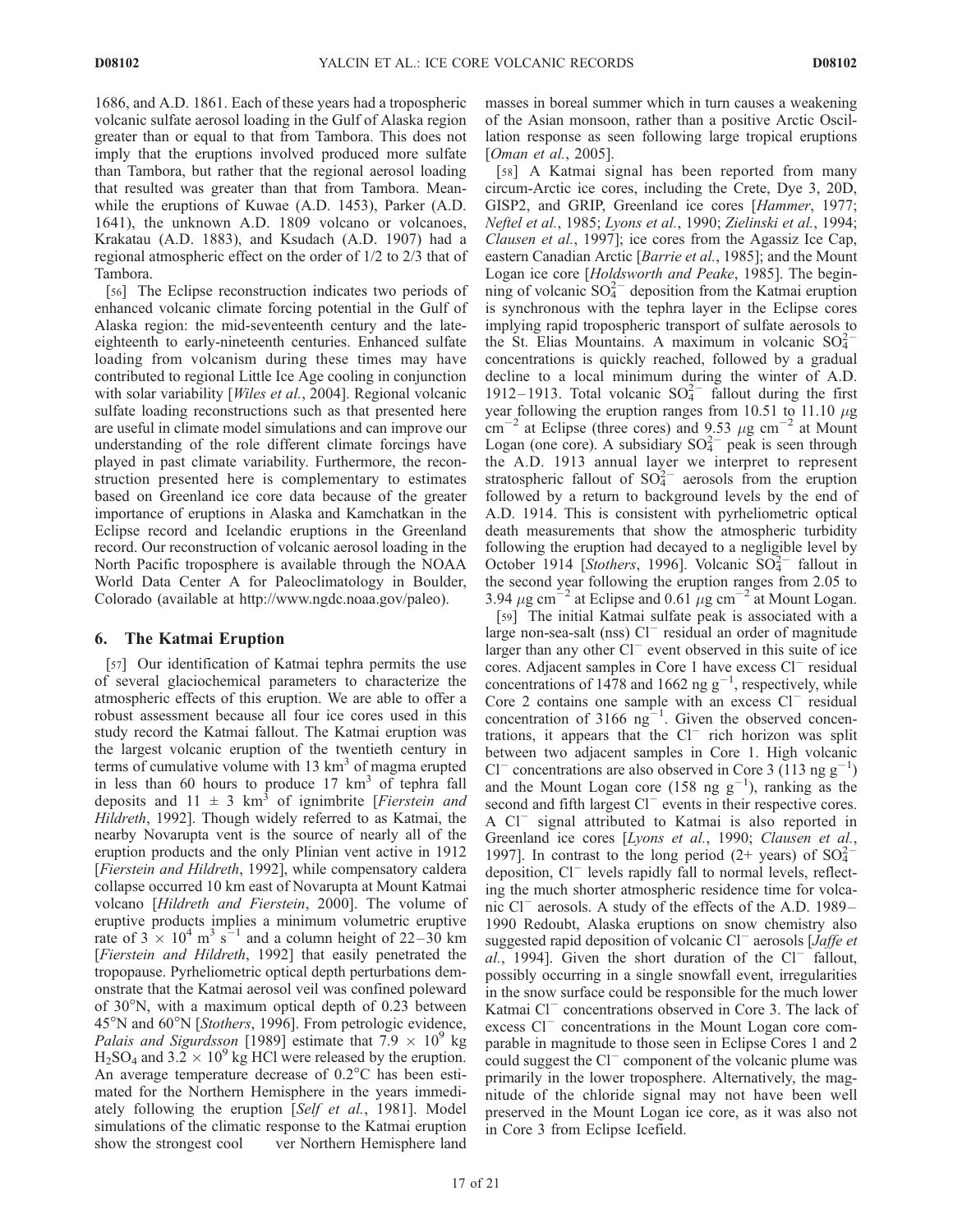1686, and A.D. 1861. Each of these years had a tropospheric volcanic sulfate aerosol loading in the Gulf of Alaska region greater than or equal to that from Tambora. This does not imply that the eruptions involved produced more sulfate than Tambora, but rather that the regional aerosol loading that resulted was greater than that from Tambora. Meanwhile the eruptions of Kuwae (A.D. 1453), Parker (A.D. 1641), the unknown A.D. 1809 volcano or volcanoes, Krakatau (A.D. 1883), and Ksudach (A.D. 1907) had a regional atmospheric effect on the order of 1/2 to 2/3 that of Tambora.

[56] The Eclipse reconstruction indicates two periods of enhanced volcanic climate forcing potential in the Gulf of Alaska region: the mid-seventeenth century and the late-eighteenth to early-nineteenth centuries. Enhanced sulfate loading from volcanism during these times may have contributed to regional Little Ice Age cooling in conjunction with solar variability [*Wiles et al.*, 2004]. Regional volcanic sulfate loading reconstructions such as that presented here are useful in climate model simulations and can improve our understanding of the role different climate forcings have played in past climate variability. Furthermore, the reconstruction presented here is complementary to estimates based on Greenland ice core data because of the greater importance of eruptions in Alaska and Kamchatkan in the Eclipse record and Icelandic eruptions in the Greenland record. Our reconstruction of volcanic aerosol loading in the North Pacific troposphere is available through the NOAA World Data Center A for Paleoclimatology in Boulder, Colorado (available at http://www.ngdc.noaa.gov/paleo).

## 6. The Katmai Eruption

[57] Our identification of Katmai tephra permits the use of several glaciochemical parameters to characterize the atmospheric effects of this eruption. We are able to offer a robust assessment because all four ice cores used in this study record the Katmai fallout. The Katmai eruption was the largest volcanic eruption of the twentieth century in terms of cumulative volume with 13 $km^3$ of magma erupted in less than 60 hours to produce 17 $km^3$ of tephra fall deposits and $11 \pm 3$ $km^3$ of ignimbrite [*Fierstein and Hildreth*, 1992]. Though widely referred to as Katmai, the nearby Novarupta vent is the source of nearly all of the eruption products and the only Plinian vent active in 1912 [*Fierstein and Hildreth*, 1992], while compensatory caldera collapse occurred 10 km east of Novarupta at Mount Katmai volcano [*Hildreth and Fierstein*, 2000]. The volume of eruptive products implies a minimum volumetric eruptive rate of $3 \times 10^4$ $m^3$ $s^{-1}$ and a column height of 22–30 km [*Fierstein and Hildreth*, 1992] that easily penetrated the tropopause. Pyrheliometric optical depth perturbations demonstrate that the Katmai aerosol veil was confined poleward of 30°N, with a maximum optical depth of 0.23 between 45°N and 60°N [*Stothers*, 1996]. From petrologic evidence, *Palais and Sigurdsson* [1989] estimate that $7.9 \times 10^9$ kg $H_2SO_4$ and $3.2 \times 10^9$ kg HCl were released by the eruption. An average temperature decrease of 0.2°C has been estimated for the Northern Hemisphere in the years immediately following the eruption [*Self et al.*, 1981]. Model simulations of the climatic response to the Katmai eruption show the strongest cool ver Northern Hemisphere land masses in boreal summer which in turn causes a weakening of the Asian monsoon, rather than a positive Arctic Oscillation response as seen following large tropical eruptions [*Oman et al.*, 2005].

[58] A Katmai signal has been reported from many circum-Arctic ice cores, including the Crete, Dye 3, 20D, GISP2, and GRIP, Greenland ice cores [*Hammer*, 1977; *Neftel et al.*, 1985; *Lyons et al.*, 1990; *Zielinski et al.*, 1994; *Clausen et al.*, 1997]; ice cores from the Agassiz Ice Cap, eastern Canadian Arctic [*Barrie et al.*, 1985]; and the Mount Logan ice core [*Holdsworth and Peake*, 1985]. The beginning of volcanic $SO_4^{2-}$ deposition from the Katmai eruption is synchronous with the tephra layer in the Eclipse cores implying rapid tropospheric transport of sulfate aerosols to the St. Elias Mountains. A maximum in volcanic $SO_4^{2-}$ concentrations is quickly reached, followed by a gradual decline to a local minimum during the winter of A.D. 1912–1913. Total volcanic $SO_4^{2-}$ fallout during the first year following the eruption ranges from 10.51 to 11.10 $\mu$g $cm^{-2}$ at Eclipse (three cores) and 9.53 $\mu$g $cm^{-2}$ at Mount Logan (one core). A subsidiary $SO_4^{2-}$ peak is seen through the A.D. 1913 annual layer we interpret to represent stratospheric fallout of $SO_4^{2-}$ aerosols from the eruption followed by a return to background levels by the end of A.D. 1914. This is consistent with pyrheliometric optical death measurements that show the atmospheric turbidity following the eruption had decayed to a negligible level by October 1914 [*Stothers*, 1996]. Volcanic $SO_4^{2-}$ fallout in the second year following the eruption ranges from 2.05 to 3.94 $\mu$g $cm^{-2}$ at Eclipse and 0.61 $\mu$g $cm^{-2}$ at Mount Logan.

[59] The initial Katmai sulfate peak is associated with a large non-sea-salt (nss) $Cl^-$ residual an order of magnitude larger than any other $Cl^-$ event observed in this suite of ice cores. Adjacent samples in Core 1 have excess $Cl^-$ residual concentrations of 1478 and 1662 ng $g^{-1}$, respectively, while Core 2 contains one sample with an excess $Cl^-$ residual concentration of 3166 $ng^{-1}$. Given the observed concentrations, it appears that the $Cl^-$ rich horizon was split between two adjacent samples in Core 1. High volcanic $Cl^-$ concentrations are also observed in Core 3 (113 ng $g^{-1}$) and the Mount Logan core (158 ng $g^{-1}$), ranking as the second and fifth largest $Cl^-$ events in their respective cores. A $Cl^-$ signal attributed to Katmai is also reported in Greenland ice cores [*Lyons et al.*, 1990; *Clausen et al.*, 1997]. In contrast to the long period (2+ years) of $SO_4^{2-}$ deposition, $Cl^-$ levels rapidly fall to normal levels, reflecting the much shorter atmospheric residence time for volcanic $Cl^-$ aerosols. A study of the effects of the A.D. 1989–1990 Redoubt, Alaska eruptions on snow chemistry also suggested rapid deposition of volcanic $Cl^-$ aerosols [*Jaffe et al.*, 1994]. Given the short duration of the $Cl^-$ fallout, possibly occurring in a single snowfall event, irregularities in the snow surface could be responsible for the much lower Katmai $Cl^-$ concentrations observed in Core 3. The lack of excess $Cl^-$ concentrations in the Mount Logan core comparable in magnitude to those seen in Eclipse Cores 1 and 2 could suggest the $Cl^-$ component of the volcanic plume was primarily in the lower troposphere. Alternatively, the magnitude of the chloride signal may not have been well preserved in the Mount Logan ice core, as it was also not in Core 3 from Eclipse Icefield.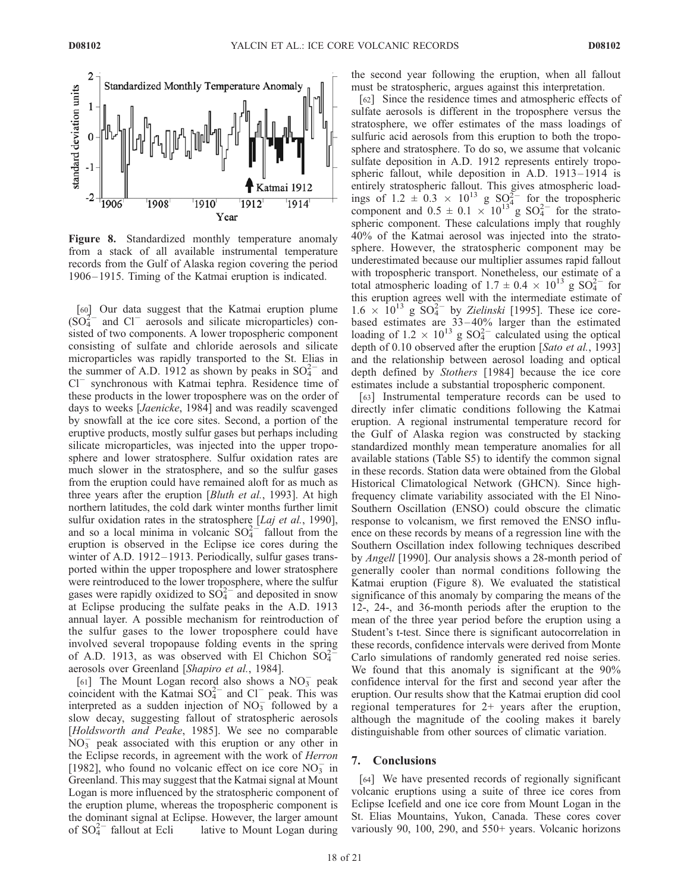**Figure 8.** Standardized monthly temperature anomaly from a stack of all available instrumental temperature records from the Gulf of Alaska region covering the period 1906–1915. Timing of the Katmai eruption is indicated.

[60] Our data suggest that the Katmai eruption plume ($SO_4^{2-}$ and $Cl^-$ aerosols and silicate microparticles) consisted of two components. A lower tropospheric component consisting of sulfate and chloride aerosols and silicate microparticles was rapidly transported to the St. Elias in the summer of A.D. 1912 as shown by peaks in $SO_4^{2-}$ and $Cl^-$ synchronous with Katmai tephra. Residence time of these products in the lower troposphere was on the order of days to weeks [*Jaenicke*, 1984] and was readily scavenged by snowfall at the ice core sites. Second, a portion of the eruptive products, mostly sulfur gases but perhaps including silicate microparticles, was injected into the upper troposphere and lower stratosphere. Sulfur oxidation rates are much slower in the stratosphere, and so the sulfur gases from the eruption could have remained aloft for as much as three years after the eruption [*Bluth et al.*, 1993]. At high northern latitudes, the cold dark winter months further limit sulfur oxidation rates in the stratosphere [*Laj et al.*, 1990], and so a local minima in volcanic $SO_4^{2-}$ fallout from the eruption is observed in the Eclipse ice cores during the winter of A.D. 1912–1913. Periodically, sulfur gases transported within the upper troposphere and lower stratosphere were reintroduced to the lower troposphere, where the sulfur gases were rapidly oxidized to $SO_4^{2-}$ and deposited in snow at Eclipse producing the sulfate peaks in the A.D. 1913 annual layer. A possible mechanism for reintroduction of the sulfur gases to the lower troposphere could have involved several tropopause folding events in the spring of A.D. 1913, as was observed with El Chichon $SO_4^{2-}$ aerosols over Greenland [*Shapiro et al.*, 1984].

[61] The Mount Logan record also shows a $NO_3^-$ peak coincident with the Katmai $SO_4^{2-}$ and $Cl^-$ peak. This was interpreted as a sudden injection of $NO_3^-$ followed by a slow decay, suggesting fallout of stratospheric aerosols [*Holdsworth and Peake*, 1985]. We see no comparable $NO_3^-$ peak associated with this eruption or any other in the Eclipse records, in agreement with the work of *Herron* [1982], who found no volcanic effect on ice core $NO_3^-$ in Greenland. This may suggest that the Katmai signal at Mount Logan is more influenced by the stratospheric component of the eruption plume, whereas the tropospheric component is the dominant signal at Eclipse. However, the larger amount of $SO_4^{2-}$ fallout at Ecli lative to Mount Logan during the second year following the eruption, when all fallout must be stratospheric, argues against this interpretation.

[62] Since the residence times and atmospheric effects of sulfate aerosols is different in the troposphere versus the stratosphere, we offer estimates of the mass loadings of sulfuric acid aerosols from this eruption to both the troposphere and stratosphere. To do so, we assume that volcanic sulfate deposition in A.D. 1912 represents entirely tropospheric fallout, while deposition in A.D. 1913–1914 is entirely stratospheric fallout. This gives atmospheric loadings of $1.2 \pm 0.3 \times 10^{13}$ g $SO_4^{2-}$ for the tropospheric component and $0.5 \pm 0.1 \times 10^{13}$ g $SO_4^{2-}$ for the stratospheric component. These calculations imply that roughly 40% of the Katmai aerosol was injected into the stratosphere. However, the stratospheric component may be underestimated because our multiplier assumes rapid fallout with tropospheric transport. Nonetheless, our estimate of a total atmospheric loading of $1.7 \pm 0.4 \times 10^{13}$ g $SO_4^{2-}$ for this eruption agrees well with the intermediate estimate of $1.6 \times 10^{13}$ g $SO_4^{2-}$ by *Zielinski* [1995]. These ice core-based estimates are 33–40% larger than the estimated loading of $1.2 \times 10^{13}$ g $SO_4^{2-}$ calculated using the optical depth of 0.10 observed after the eruption [*Sato et al.*, 1993] and the relationship between aerosol loading and optical depth defined by *Stothers* [1984] because the ice core estimates include a substantial tropospheric component.

[63] Instrumental temperature records can be used to directly infer climatic conditions following the Katmai eruption. A regional instrumental temperature record for the Gulf of Alaska region was constructed by stacking standardized monthly mean temperature anomalies for all available stations (Table S5) to identify the common signal in these records. Station data were obtained from the Global Historical Climatological Network (GHCN). Since high-frequency climate variability associated with the El Nino-Southern Oscillation (ENSO) could obscure the climatic response to volcanism, we first removed the ENSO influence on these records by means of a regression line with the Southern Oscillation index following techniques described by *Angell* [1990]. Our analysis shows a 28-month period of generally cooler than normal conditions following the Katmai eruption (Figure 8). We evaluated the statistical significance of this anomaly by comparing the means of the 12-, 24-, and 36-month periods after the eruption to the mean of the three year period before the eruption using a Student's t-test. Since there is significant autocorrelation in these records, confidence intervals were derived from Monte Carlo simulations of randomly generated red noise series. We found that this anomaly is significant at the 90% confidence interval for the first and second year after the eruption. Our results show that the Katmai eruption did cool regional temperatures for 2+ years after the eruption, although the magnitude of the cooling makes it barely distinguishable from other sources of climatic variation.

## 7. Conclusions

[64] We have presented records of regionally significant volcanic eruptions using a suite of three ice cores from Eclipse Icefield and one ice core from Mount Logan in the St. Elias Mountains, Yukon, Canada. These cores cover variously 90, 100, 290, and 550+ years. Volcanic horizons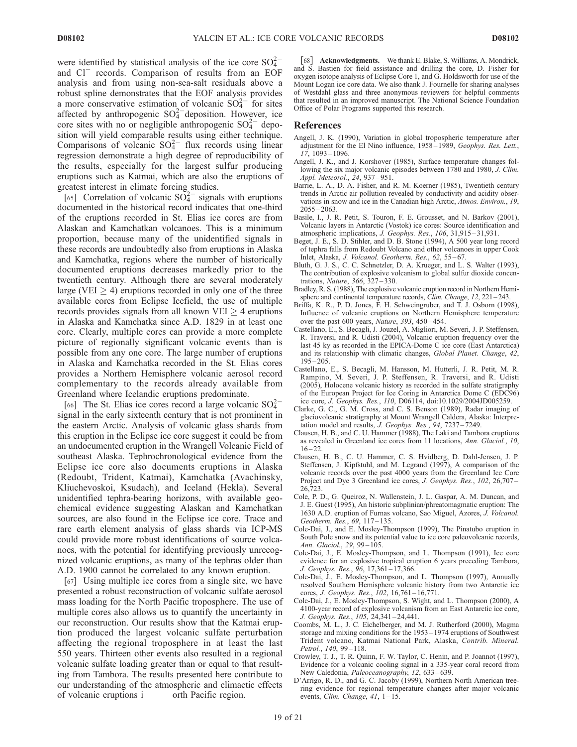were identified by statistical analysis of the ice core $SO_4^{2-}$ and $Cl^-$ records. Comparison of results from an EOF analysis and from using non-sea-salt residuals above a robust spline demonstrates that the EOF analysis provides a more conservative estimation of volcanic $SO_4^{2-}$ for sites affected by anthropogenic $SO_4^{2-}$deposition. However, ice core sites with no or negligible anthropogenic $SO_4^{2-}$ deposition will yield comparable results using either technique. Comparisons of volcanic $SO_4^{2-}$ flux records using linear regression demonstrate a high degree of reproducibility of the results, especially for the largest sulfur producing eruptions such as Katmai, which are also the eruptions of greatest interest in climate forcing studies.

[65] Correlation of volcanic $SO_4^{2-}$ signals with eruptions documented in the historical record indicates that one-third of the eruptions recorded in St. Elias ice cores are from Alaskan and Kamchatkan volcanoes. This is a minimum proportion, because many of the unidentified signals in these records are undoubtedly also from eruptions in Alaska and Kamchatka, regions where the number of historically documented eruptions decreases markedly prior to the twentieth century. Although there are several moderately large (VEI $\geq$ 4) eruptions recorded in only one of the three available cores from Eclipse Icefield, the use of multiple records provides signals from all known VEI $\geq$ 4 eruptions in Alaska and Kamchatka since A.D. 1829 in at least one core. Clearly, multiple cores can provide a more complete picture of regionally significant volcanic events than is possible from any one core. The large number of eruptions in Alaska and Kamchatka recorded in the St. Elias cores provides a Northern Hemisphere volcanic aerosol record complementary to the records already available from Greenland where Icelandic eruptions predominate.

[66] The St. Elias ice cores record a large volcanic $SO_4^{2-}$ signal in the early sixteenth century that is not prominent in the eastern Arctic. Analysis of volcanic glass shards from this eruption in the Eclipse ice core suggest it could be from an undocumented eruption in the Wrangell Volcanic Field of southeast Alaska. Tephrochronological evidence from the Eclipse ice core also documents eruptions in Alaska (Redoubt, Trident, Katmai), Kamchatka (Avachinsky, Kliuchevoskoi, Ksudach), and Iceland (Hekla). Several unidentified tephra-bearing horizons, with available geochemical evidence suggesting Alaskan and Kamchatkan sources, are also found in the Eclipse ice core. Trace and rare earth element analysis of glass shards via ICP-MS could provide more robust identifications of source volcanoes, with the potential for identifying previously unrecognized volcanic eruptions, as many of the tephras older than A.D. 1900 cannot be correlated to any known eruption.

[67] Using multiple ice cores from a single site, we have presented a robust reconstruction of volcanic sulfate aerosol mass loading for the North Pacific troposphere. The use of multiple cores also allows us to quantify the uncertainty in our reconstruction. Our results show that the Katmai eruption produced the largest volcanic sulfate perturbation affecting the regional troposphere in at least the last 550 years. Thirteen other events also resulted in a regional volcanic sulfate loading greater than or equal to that resulting from Tambora. The results presented here contribute to our understanding of the atmospheric and climactic effects of volcanic eruptions i orth Pacific region.

[68] **Acknowledgments.** We thank E. Blake, S. Williams, A. Mondrick, and S. Bastien for field assistance and drilling the core, D. Fisher for oxygen isotope analysis of Eclipse Core 1, and G. Holdsworth for use of the Mount Logan ice core data. We also thank J. Fournelle for sharing analyses of Westdahl glass and three anonymous reviewers for helpful comments that resulted in an improved manuscript. The National Science Foundation Office of Polar Programs supported this research.

## References

Angell, J. K. (1990), Variation in global tropospheric temperature after adjustment for the El Nino influence, 1958–1989, *Geophys. Res. Lett.*, *17*, 1093–1096.

Angell, J. K., and J. Korshover (1985), Surface temperature changes following the six major volcanic episodes between 1780 and 1980, *J. Clim. Appl. Meteorol.*, *24*, 937–951.

Barrie, L. A., D. A. Fisher, and R. M. Koerner (1985), Twentieth century trends in Arctic air pollution revealed by conductivity and acidity observations in snow and ice in the Canadian high Arctic, *Atmos. Environ.*, *19*, 2055–2063.

Basile, I., J. R. Petit, S. Touron, F. E. Grousset, and N. Barkov (2001), Volcanic layers in Antarctic (Vostok) ice cores: Source identification and atmospheric implications, *J. Geophys. Res.*, *106*, 31,915–31,931.

Beget, J. E., S. D. Stihler, and D. B. Stone (1994), A 500 year long record of tephra falls from Redoubt Volcano and other volcanoes in upper Cook Inlet, Alaska, *J. Volcanol. Geotherm. Res.*, *62*, 55–67.

Bluth, G. J. S., C. C. Schnetzler, D. A. Krueger, and L. S. Walter (1993), The contribution of explosive volcanism to global sulfur dioxide concentrations, *Nature*, *366*, 327–330.

Bradley, R. S. (1988), The explosive volcanic eruption record in Northern Hemisphere and continental temperature records, *Clim. Change*, *12*, 221–243.

Briffa, K. R., P. D. Jones, F. H. Schweingruber, and T. J. Osborn (1998), Influence of volcanic eruptions on Northern Hemisphere temperature over the past 600 years, *Nature*, *393*, 450–454.

Castellano, E., S. Becagli, J. Jouzel, A. Migliori, M. Severi, J. P. Steffensen, R. Traversi, and R. Udisti (2004), Volcanic eruption frequency over the last 45 ky as recorded in the EPICA-Dome C ice core (East Antarctica) and its relationship with climatic changes, *Global Planet. Change*, *42*, 195–205.

Castellano, E., S. Becagli, M. Hansson, M. Hutterli, J. R. Petit, M. R. Rampino, M. Severi, J. P. Steffensen, R. Traversi, and R. Udisti (2005), Holocene volcanic history as recorded in the sulfate stratigraphy of the European Project for Ice Coring in Antarctica Dome C (EDC96) ice core, *J. Geophys. Res.*, *110*, D06114, doi:10.1029/2004JD005259.

Clarke, G. C., G. M. Cross, and C. S. Benson (1989), Radar imaging of glaciovolcanic stratigraphy at Mount Wrangell Caldera, Alaska: Interpretation model and results, *J. Geophys. Res.*, *94*, 7237–7249.

Clausen, H. B., and C. U. Hammer (1988), The Laki and Tambora eruptions as revealed in Greenland ice cores from 11 locations, *Ann. Glaciol.*, *10*, 16–22.

Clausen, H. B., C. U. Hammer, C. S. Hvidberg, D. Dahl-Jensen, J. P. Steffensen, J. Kipfstuhl, and M. Legrand (1997), A comparison of the volcanic records over the past 4000 years from the Greenland Ice Core Project and Dye 3 Greenland ice cores, *J. Geophys. Res.*, *102*, 26,707–26,723.

Cole, P. D., G. Queiroz, N. Wallenstein, J. L. Gaspar, A. M. Duncan, and J. E. Guest (1995), An historic subplinian/phreatomagmatic eruption: The 1630 A.D. eruption of Furnas volcano, Sao Miguel, Azores, *J. Volcanol. Geotherm. Res.*, *69*, 117–135.

Cole-Dai, J., and E. Mosley-Thompson (1999), The Pinatubo eruption in South Pole snow and its potential value to ice core paleovolcanic records, *Ann. Glaciol.*, *29*, 99–105.

Cole-Dai, J., E. Mosley-Thompson, and L. Thompson (1991), Ice core evidence for an explosive tropical eruption 6 years preceding Tambora, *J. Geophys. Res.*, *96*, 17,361–17,366.

Cole-Dai, J., E. Mosley-Thompson, and L. Thompson (1997), Annually resolved Southern Hemisphere volcanic history from two Antarctic ice cores, *J. Geophys. Res.*, *102*, 16,761–16,771.

Cole-Dai, J., E. Mosley-Thompson, S. Wight, and L. Thompson (2000), A 4100-year record of explosive volcanism from an East Antarctic ice core, *J. Geophys. Res.*, *105*, 24,341–24,441.

Coombs, M. L., J. C. Eichelberger, and M. J. Rutherford (2000), Magma storage and mixing conditions for the 1953–1974 eruptions of Southwest Trident volcano, Katmai National Park, Alaska, *Contrib. Mineral. Petrol.*, *140*, 99–118.

Crowley, T. J., T. R. Quinn, F. W. Taylor, C. Henin, and P. Joannot (1997), Evidence for a volcanic cooling signal in a 335-year coral record from New Caledonia, *Paleoceanography*, *12*, 633–639.

D'Arrigo, R. D., and G. C. Jacoby (1999), Northern North American tree-ring evidence for regional temperature changes after major volcanic events, *Clim. Change*, *41*, 1–15.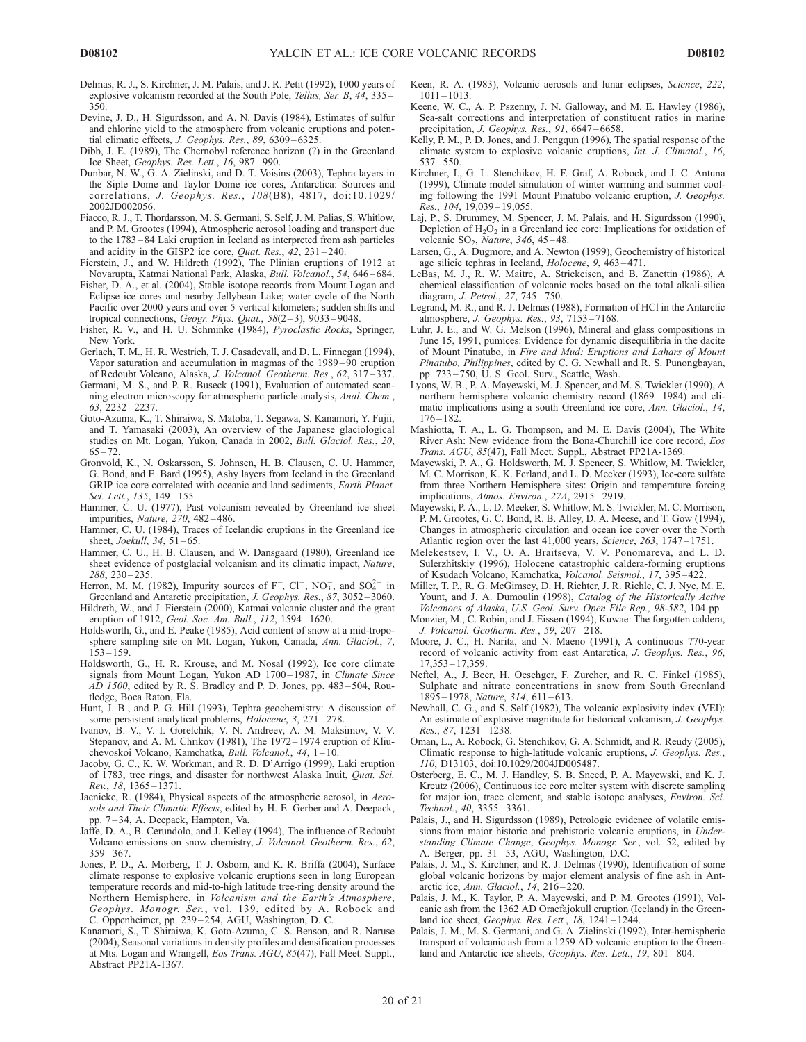Delmas, R. J., S. Kirchner, J. M. Palais, and J. R. Petit (1992), 1000 years of explosive volcanism recorded at the South Pole, *Tellus, Ser. B*, *44*, 335–350.

Devine, J. D., H. Sigurdsson, and A. N. Davis (1984), Estimates of sulfur and chlorine yield to the atmosphere from volcanic eruptions and potential climatic effects, *J. Geophys. Res.*, *89*, 6309–6325.

Dibb, J. E. (1989), The Chernobyl reference horizon (?) in the Greenland Ice Sheet, *Geophys. Res. Lett.*, *16*, 987–990.

Dunbar, N. W., G. A. Zielinski, and D. T. Voisins (2003), Tephra layers in the Siple Dome and Taylor Dome ice cores, Antarctica: Sources and correlations, *J. Geophys. Res.*, *108*(B8), 4817, doi:10.1029/2002JD002056.

Fiacco, R. J., T. Thordarsson, M. S. Germani, S. Self, J. M. Palias, S. Whitlow, and P. M. Grootes (1994), Atmospheric aerosol loading and transport due to the 1783–84 Laki eruption in Iceland as interpreted from ash particles and acidity in the GISP2 ice core, *Quat. Res.*, *42*, 231–240.

Fierstein, J., and W. Hildreth (1992), The Plinian eruptions of 1912 at Novarupta, Katmai National Park, Alaska, *Bull. Volcanol.*, *54*, 646–684.

Fisher, D. A., et al. (2004), Stable isotope records from Mount Logan and Eclipse ice cores and nearby Jellybean Lake; water cycle of the North Pacific over 2000 years and over 5 vertical kilometers; sudden shifts and tropical connections, *Geogr. Phys. Quat.*, *58*(2–3), 9033–9048.

Fisher, R. V., and H. U. Schminke (1984), *Pyroclastic Rocks*, Springer, New York.

Gerlach, T. M., H. R. Westrich, T. J. Casadevall, and D. L. Finnegan (1994), Vapor saturation and accumulation in magmas of the 1989–90 eruption of Redoubt Volcano, Alaska, *J. Volcanol. Geotherm. Res.*, *62*, 317–337.

Germani, M. S., and P. R. Buseck (1991), Evaluation of automated scanning electron microscopy for atmospheric particle analysis, *Anal. Chem.*, *63*, 2232–2237.

Goto-Azuma, K., T. Shiraiwa, S. Matoba, T. Segawa, S. Kanamori, Y. Fujii, and T. Yamasaki (2003), An overview of the Japanese glaciological studies on Mt. Logan, Yukon, Canada in 2002, *Bull. Glaciol. Res.*, *20*, 65–72.

Gronvold, K., N. Oskarsson, S. Johnsen, H. B. Clausen, C. U. Hammer, G. Bond, and E. Bard (1995), Ashy layers from Iceland in the Greenland GRIP ice core correlated with oceanic and land sediments, *Earth Planet. Sci. Lett.*, *135*, 149–155.

Hammer, C. U. (1977), Past volcanism revealed by Greenland ice sheet impurities, *Nature*, *270*, 482–486.

Hammer, C. U. (1984), Traces of Icelandic eruptions in the Greenland ice sheet, *Joekull*, *34*, 51–65.

Hammer, C. U., H. B. Clausen, and W. Dansgaard (1980), Greenland ice sheet evidence of postglacial volcanism and its climatic impact, *Nature*, *288*, 230–235.

Herron, M. M. (1982), Impurity sources of $F^-$, $Cl^-$, $NO_3^-$, and $SO_4^{2-}$ in Greenland and Antarctic precipitation, *J. Geophys. Res.*, *87*, 3052–3060.

Hildreth, W., and J. Fierstein (2000), Katmai volcanic cluster and the great eruption of 1912, *Geol. Soc. Am. Bull.*, *112*, 1594–1620.

Holdsworth, G., and E. Peake (1985), Acid content of snow at a mid-troposphere sampling site on Mt. Logan, Yukon, Canada, *Ann. Glaciol.*, *7*, 153–159.

Holdsworth, G., H. R. Krouse, and M. Nosal (1992), Ice core climate signals from Mount Logan, Yukon AD 1700–1987, in *Climate Since AD 1500*, edited by R. S. Bradley and P. D. Jones, pp. 483–504, Routledge, Boca Raton, Fla.

Hunt, J. B., and P. G. Hill (1993), Tephra geochemistry: A discussion of some persistent analytical problems, *Holocene*, *3*, 271–278.

Ivanov, B. V., V. I. Gorelchik, V. N. Andreev, A. M. Maksimov, V. V. Stepanov, and A. M. Chrikov (1981), The 1972–1974 eruption of Kliuchevoskoi Volcano, Kamchatka, *Bull. Volcanol.*, *44*, 1–10.

Jacoby, G. C., K. W. Workman, and R. D. D'Arrigo (1999), Laki eruption of 1783, tree rings, and disaster for northwest Alaska Inuit, *Quat. Sci. Rev.*, *18*, 1365–1371.

Jaenicke, R. (1984), Physical aspects of the atmospheric aerosol, in *Aerosols and Their Climatic Effects*, edited by H. E. Gerber and A. Deepack, pp. 7–34, A. Deepack, Hampton, Va.

Jaffe, D. A., B. Cerundolo, and J. Kelley (1994), The influence of Redoubt Volcano emissions on snow chemistry, *J. Volcanol. Geotherm. Res.*, *62*, 359–367.

Jones, P. D., A. Morberg, T. J. Osborn, and K. R. Briffa (2004), Surface climate response to explosive volcanic eruptions seen in long European temperature records and mid-to-high latitude tree-ring density around the Northern Hemisphere, in *Volcanism and the Earth's Atmosphere*, *Geophys. Monogr. Ser.*, vol. 139, edited by A. Robock and C. Oppenheimer, pp. 239–254, AGU, Washington, D. C.

Kanamori, S., T. Shiraiwa, K. Goto-Azuma, C. S. Benson, and R. Naruse (2004), Seasonal variations in density profiles and densification processes at Mts. Logan and Wrangell, *Eos Trans. AGU*, *85*(47), Fall Meet. Suppl., Abstract PP21A-1367.

Keen, R. A. (1983), Volcanic aerosols and lunar eclipses, *Science*, *222*, 1011–1013.

Keene, W. C., A. P. Pszenny, J. N. Galloway, and M. E. Hawley (1986), Sea-salt corrections and interpretation of constituent ratios in marine precipitation, *J. Geophys. Res.*, *91*, 6647–6658.

Kelly, P. M., P. D. Jones, and J. Pengqun (1996), The spatial response of the climate system to explosive volcanic eruptions, *Int. J. Climatol.*, *16*, 537–550.

Kirchner, I., G. L. Stenchikov, H. F. Graf, A. Robock, and J. C. Antuna (1999), Climate model simulation of winter warming and summer cooling following the 1991 Mount Pinatubo volcanic eruption, *J. Geophys. Res.*, *104*, 19,039–19,055.

Laj, P., S. Drummey, M. Spencer, J. M. Palais, and H. Sigurdsson (1990), Depletion of $H_2O_2$ in a Greenland ice core: Implications for oxidation of volcanic $SO_2$, *Nature*, *346*, 45–48.

Larsen, G., A. Dugmore, and A. Newton (1999), Geochemistry of historical age silicic tephras in Iceland, *Holocene*, *9*, 463–471.

LeBas, M. J., R. W. Maitre, A. Strickeisen, and B. Zanettin (1986), A chemical classification of volcanic rocks based on the total alkali-silica diagram, *J. Petrol.*, *27*, 745–750.

Legrand, M. R., and R. J. Delmas (1988), Formation of HCl in the Antarctic atmosphere, *J. Geophys. Res.*, *93*, 7153–7168.

Luhr, J. E., and W. G. Melson (1996), Mineral and glass compositions in June 15, 1991, pumices: Evidence for dynamic disequilibria in the dacite of Mount Pinatubo, in *Fire and Mud: Eruptions and Lahars of Mount Pinatubo, Philippines*, edited by C. G. Newhall and R. S. Punongbayan, pp. 733–750, U. S. Geol. Surv., Seattle, Wash.

Lyons, W. B., P. A. Mayewski, M. J. Spencer, and M. S. Twickler (1990), A northern hemisphere volcanic chemistry record (1869–1984) and climatic implications using a south Greenland ice core, *Ann. Glaciol.*, *14*, 176–182.

Mashiotta, T. A., L. G. Thompson, and M. E. Davis (2004), The White River Ash: New evidence from the Bona-Churchill ice core record, *Eos Trans. AGU*, *85*(47), Fall Meet. Suppl., Abstract PP21A-1369.

Mayewski, P. A., G. Holdsworth, M. J. Spencer, S. Whitlow, M. Twickler, M. C. Morrison, K. K. Ferland, and L. D. Meeker (1993), Ice-core sulfate from three Northern Hemisphere sites: Origin and temperature forcing implications, *Atmos. Environ.*, *27A*, 2915–2919.

Mayewski, P. A., L. D. Meeker, S. Whitlow, M. S. Twickler, M. C. Morrison, P. M. Grootes, G. C. Bond, R. B. Alley, D. A. Meese, and T. Gow (1994), Changes in atmospheric circulation and ocean ice cover over the North Atlantic region over the last 41,000 years, *Science*, *263*, 1747–1751.

Melekestsev, I. V., O. A. Braitseva, V. V. Ponomareva, and L. D. Sulerzhitskiy (1996), Holocene catastrophic caldera-forming eruptions of Ksudach Volcano, Kamchatka, *Volcanol. Seismol.*, *17*, 395–422.

Miller, T. P., R. G. McGimsey, D. H. Richter, J. R. Riehle, C. J. Nye, M. E. Yount, and J. A. Dumoulin (1998), *Catalog of the Historically Active Volcanoes of Alaska*, *U.S. Geol. Surv. Open File Rep., 98-582*, 104 pp.

Monzier, M., C. Robin, and J. Eissen (1994), Kuwae: The forgotten caldera, *J. Volcanol. Geotherm. Res.*, *59*, 207–218.

Moore, J. C., H. Narita, and N. Maeno (1991), A continuous 770-year record of volcanic activity from east Antarctica, *J. Geophys. Res.*, *96*, 17,353–17,359.

Neftel, A., J. Beer, H. Oeschger, F. Zurcher, and R. C. Finkel (1985), Sulphate and nitrate concentrations in snow from South Greenland 1895–1978, *Nature*, *314*, 611–613.

Newhall, C. G., and S. Self (1982), The volcanic explosivity index (VEI): An estimate of explosive magnitude for historical volcanism, *J. Geophys. Res.*, *87*, 1231–1238.

Oman, L., A. Robock, G. Stenchikov, G. A. Schmidt, and R. Reudy (2005), Climatic response to high-latitude volcanic eruptions, *J. Geophys. Res.*, *110*, D13103, doi:10.1029/2004JD005487.

Osterberg, E. C., M. J. Handley, S. B. Sneed, P. A. Mayewski, and K. J. Kreutz (2006), Continuous ice core melter system with discrete sampling for major ion, trace element, and stable isotope analyses, *Environ. Sci. Technol.*, *40*, 3355–3361.

Palais, J., and H. Sigurdsson (1989), Petrologic evidence of volatile emissions from major historic and prehistoric volcanic eruptions, in *Understanding Climate Change*, *Geophys. Monogr. Ser.*, vol. 52, edited by A. Berger, pp. 31–53, AGU, Washington, D.C.

Palais, J. M., S. Kirchner, and R. J. Delmas (1990), Identification of some global volcanic horizons by major element analysis of fine ash in Antarctic ice, *Ann. Glaciol.*, *14*, 216–220.

Palais, J. M., K. Taylor, P. A. Mayewski, and P. M. Grootes (1991), Volcanic ash from the 1362 AD Oraefajokull eruption (Iceland) in the Greenland ice sheet, *Geophys. Res. Lett.*, *18*, 1241–1244.

Palais, J. M., M. S. Germani, and G. A. Zielinski (1992), Inter-hemispheric transport of volcanic ash from a 1259 AD volcanic eruption to the Greenland and Antarctic ice sheets, *Geophys. Res. Lett.*, *19*, 801–804.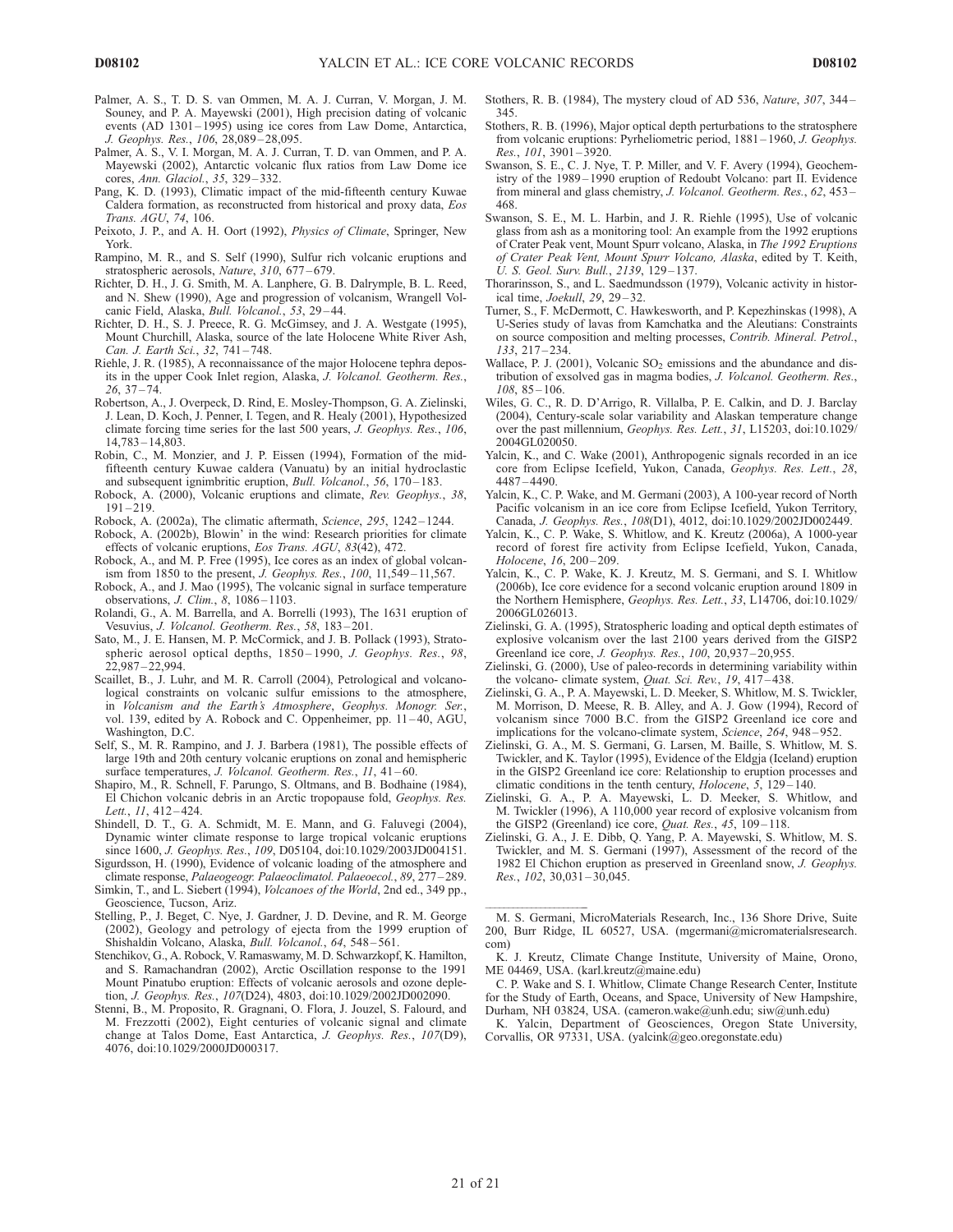Palmer, A. S., T. D. S. van Ommen, M. A. J. Curran, V. Morgan, J. M. Souney, and P. A. Mayewski (2001), High precision dating of volcanic events (AD 1301–1995) using ice cores from Law Dome, Antarctica, *J. Geophys. Res.*, *106*, 28,089–28,095.

Palmer, A. S., V. I. Morgan, M. A. J. Curran, T. D. van Ommen, and P. A. Mayewski (2002), Antarctic volcanic flux ratios from Law Dome ice cores, *Ann. Glaciol.*, *35*, 329–332.

Pang, K. D. (1993), Climatic impact of the mid-fifteenth century Kuwae Caldera formation, as reconstructed from historical and proxy data, *Eos Trans. AGU*, *74*, 106.

Peixoto, J. P., and A. H. Oort (1992), *Physics of Climate*, Springer, New York.

Rampino, M. R., and S. Self (1990), Sulfur rich volcanic eruptions and stratospheric aerosols, *Nature*, *310*, 677–679.

Richter, D. H., J. G. Smith, M. A. Lanphere, G. B. Dalrymple, B. L. Reed, and N. Shew (1990), Age and progression of volcanism, Wrangell Volcanic Field, Alaska, *Bull. Volcanol.*, *53*, 29–44.

Richter, D. H., S. J. Preece, R. G. McGimsey, and J. A. Westgate (1995), Mount Churchill, Alaska, source of the late Holocene White River Ash, *Can. J. Earth Sci.*, *32*, 741–748.

Riehle, J. R. (1985), A reconnaissance of the major Holocene tephra deposits in the upper Cook Inlet region, Alaska, *J. Volcanol. Geotherm. Res.*, *26*, 37–74.

Robertson, A., J. Overpeck, D. Rind, E. Mosley-Thompson, G. A. Zielinski, J. Lean, D. Koch, J. Penner, I. Tegen, and R. Healy (2001), Hypothesized climate forcing time series for the last 500 years, *J. Geophys. Res.*, *106*, 14,783–14,803.

Robin, C., M. Monzier, and J. P. Eissen (1994), Formation of the mid-fifteenth century Kuwae caldera (Vanuatu) by an initial hydroclastic and subsequent ignimbritic eruption, *Bull. Volcanol.*, *56*, 170–183.

Robock, A. (2000), Volcanic eruptions and climate, *Rev. Geophys.*, *38*, 191–219.

Robock, A. (2002a), The climatic aftermath, *Science*, *295*, 1242–1244.

Robock, A. (2002b), Blowin' in the wind: Research priorities for climate effects of volcanic eruptions, *Eos Trans. AGU*, *83*(42), 472.

Robock, A., and M. P. Free (1995), Ice cores as an index of global volcanism from 1850 to the present, *J. Geophys. Res.*, *100*, 11,549–11,567.

Robock, A., and J. Mao (1995), The volcanic signal in surface temperature observations, *J. Clim.*, *8*, 1086–1103.

Rolandi, G., A. M. Barrella, and A. Borrelli (1993), The 1631 eruption of Vesuvius, *J. Volcanol. Geotherm. Res.*, *58*, 183–201.

Sato, M., J. E. Hansen, M. P. McCormick, and J. B. Pollack (1993), Stratospheric aerosol optical depths, 1850–1990, *J. Geophys. Res.*, *98*, 22,987–22,994.

Scaillet, B., J. Luhr, and M. R. Carroll (2004), Petrological and volcanological constraints on volcanic sulfur emissions to the atmosphere, in *Volcanism and the Earth's Atmosphere*, *Geophys. Monogr. Ser.*, vol. 139, edited by A. Robock and C. Oppenheimer, pp. 11–40, AGU, Washington, D.C.

Self, S., M. R. Rampino, and J. J. Barbera (1981), The possible effects of large 19th and 20th century volcanic eruptions on zonal and hemispheric surface temperatures, *J. Volcanol. Geotherm. Res.*, *11*, 41–60.

Shapiro, M., R. Schnell, F. Parungo, S. Oltmans, and B. Bodhaine (1984), El Chichon volcanic debris in an Arctic tropopause fold, *Geophys. Res. Lett.*, *11*, 412–424.

Shindell, D. T., G. A. Schmidt, M. E. Mann, and G. Faluvegi (2004), Dynamic winter climate response to large tropical volcanic eruptions since 1600, *J. Geophys. Res.*, *109*, D05104, doi:10.1029/2003JD004151.

Sigurdsson, H. (1990), Evidence of volcanic loading of the atmosphere and climate response, *Palaeogeogr. Palaeoclimatol. Palaeoecol.*, *89*, 277–289.

Simkin, T., and L. Siebert (1994), *Volcanoes of the World*, 2nd ed., 349 pp., Geoscience, Tucson, Ariz.

Stelling, P., J. Beget, C. Nye, J. Gardner, J. D. Devine, and R. M. George (2002), Geology and petrology of ejecta from the 1999 eruption of Shishaldin Volcano, Alaska, *Bull. Volcanol.*, *64*, 548–561.

Stenchikov, G., A. Robock, V. Ramaswamy, M. D. Schwarzkopf, K. Hamilton, and S. Ramachandran (2002), Arctic Oscillation response to the 1991 Mount Pinatubo eruption: Effects of volcanic aerosols and ozone depletion, *J. Geophys. Res.*, *107*(D24), 4803, doi:10.1029/2002JD002090.

Stenni, B., M. Proposito, R. Gragnani, O. Flora, J. Jouzel, S. Falourd, and M. Frezzotti (2002), Eight centuries of volcanic signal and climate change at Talos Dome, East Antarctica, *J. Geophys. Res.*, *107*(D9), 4076, doi:10.1029/2000JD000317.

Stothers, R. B. (1984), The mystery cloud of AD 536, *Nature*, *307*, 344–345.

Stothers, R. B. (1996), Major optical depth perturbations to the stratosphere from volcanic eruptions: Pyrheliometric period, 1881–1960, *J. Geophys. Res.*, *101*, 3901–3920.

Swanson, S. E., C. J. Nye, T. P. Miller, and V. F. Avery (1994), Geochemistry of the 1989–1990 eruption of Redoubt Volcano: part II. Evidence from mineral and glass chemistry, *J. Volcanol. Geotherm. Res.*, *62*, 453–468.

Swanson, S. E., M. L. Harbin, and J. R. Riehle (1995), Use of volcanic glass from ash as a monitoring tool: An example from the 1992 eruptions of Crater Peak vent, Mount Spurr volcano, Alaska, in *The 1992 Eruptions of Crater Peak Vent, Mount Spurr Volcano, Alaska*, edited by T. Keith, *U. S. Geol. Surv. Bull.*, *2139*, 129–137.

Thorarinsson, S., and L. Saedmundsson (1979), Volcanic activity in historical time, *Joekull*, *29*, 29–32.

Turner, S., F. McDermott, C. Hawkesworth, and P. Kepezhinskas (1998), A U-Series study of lavas from Kamchatka and the Aleutians: Constraints on source composition and melting processes, *Contrib. Mineral. Petrol.*, *133*, 217–234.

Wallace, P. J. (2001), Volcanic $SO_2$ emissions and the abundance and distribution of exsolved gas in magma bodies, *J. Volcanol. Geotherm. Res.*, *108*, 85–106.

Wiles, G. C., R. D. D'Arrigo, R. Villalba, P. E. Calkin, and D. J. Barclay (2004), Century-scale solar variability and Alaskan temperature change over the past millennium, *Geophys. Res. Lett.*, *31*, L15203, doi:10.1029/2004GL020050.

Yalcin, K., and C. Wake (2001), Anthropogenic signals recorded in an ice core from Eclipse Icefield, Yukon, Canada, *Geophys. Res. Lett.*, *28*, 4487–4490.

Yalcin, K., C. P. Wake, and M. Germani (2003), A 100-year record of North Pacific volcanism in an ice core from Eclipse Icefield, Yukon Territory, Canada, *J. Geophys. Res.*, *108*(D1), 4012, doi:10.1029/2002JD002449.

Yalcin, K., C. P. Wake, S. Whitlow, and K. Kreutz (2006a), A 1000-year record of forest fire activity from Eclipse Icefield, Yukon, Canada, *Holocene*, *16*, 200–209.

Yalcin, K., C. P. Wake, K. J. Kreutz, M. S. Germani, and S. I. Whitlow (2006b), Ice core evidence for a second volcanic eruption around 1809 in the Northern Hemisphere, *Geophys. Res. Lett.*, *33*, L14706, doi:10.1029/2006GL026013.

Zielinski, G. A. (1995), Stratospheric loading and optical depth estimates of explosive volcanism over the last 2100 years derived from the GISP2 Greenland ice core, *J. Geophys. Res.*, *100*, 20,937–20,955.

Zielinski, G. (2000), Use of paleo-records in determining variability within the volcano- climate system, *Quat. Sci. Rev.*, *19*, 417–438.

Zielinski, G. A., P. A. Mayewski, L. D. Meeker, S. Whitlow, M. S. Twickler, M. Morrison, D. Meese, R. B. Alley, and A. J. Gow (1994), Record of volcanism since 7000 B.C. from the GISP2 Greenland ice core and implications for the volcano-climate system, *Science*, *264*, 948–952.

Zielinski, G. A., M. S. Germani, G. Larsen, M. Baille, S. Whitlow, M. S. Twickler, and K. Taylor (1995), Evidence of the Eldgja (Iceland) eruption in the GISP2 Greenland ice core: Relationship to eruption processes and climatic conditions in the tenth century, *Holocene*, *5*, 129–140.

Zielinski, G. A., P. A. Mayewski, L. D. Meeker, S. Whitlow, and M. Twickler (1996), A 110,000 year record of explosive volcanism from the GISP2 (Greenland) ice core, *Quat. Res.*, *45*, 109–118.

Zielinski, G. A., J. E. Dibb, Q. Yang, P. A. Mayewski, S. Whitlow, M. S. Twickler, and M. S. Germani (1997), Assessment of the record of the 1982 El Chichon eruption as preserved in Greenland snow, *J. Geophys. Res.*, *102*, 30,031–30,045.

---

M. S. Germani, MicroMaterials Research, Inc., 136 Shore Drive, Suite 200, Burr Ridge, IL 60527, USA. (mgermani@micromaterialsresearch.com)

K. J. Kreutz, Climate Change Institute, University of Maine, Orono, ME 04469, USA. (karl.kreutz@maine.edu)

C. P. Wake and S. I. Whitlow, Climate Change Research Center, Institute for the Study of Earth, Oceans, and Space, University of New Hampshire, Durham, NH 03824, USA. (cameron.wake@unh.edu; siw@unh.edu)

K. Yalcin, Department of Geosciences, Oregon State University, Corvallis, OR 97331, USA. (yalcink@geo.oregonstate.edu)